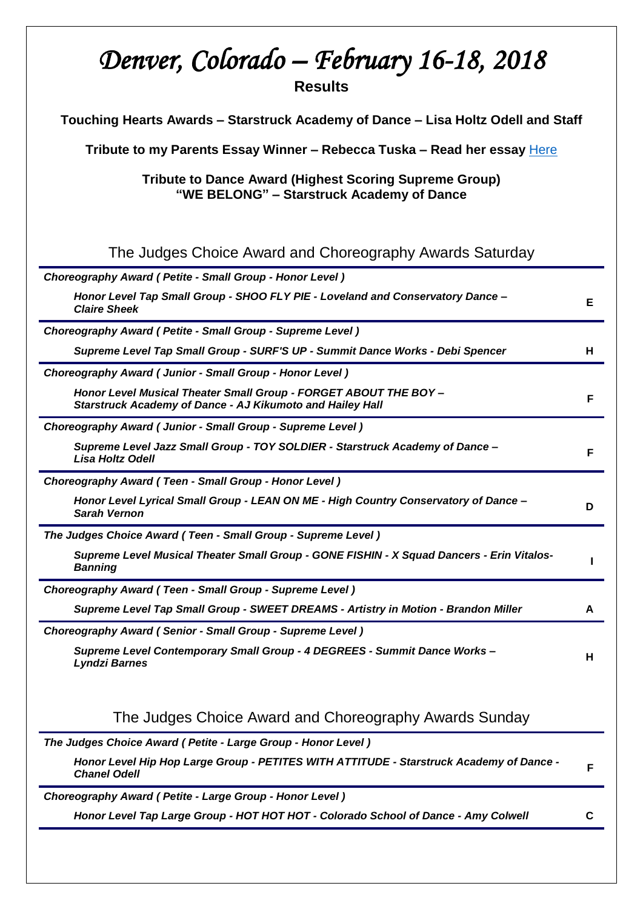# *Denver, Colorado – February 16-18, 2018*

**Results**

**Touching Hearts Awards – Starstruck Academy of Dance – Lisa Holtz Odell and Staff**

**Tribute to my Parents Essay Winner – Rebecca Tuska – Read her essay Here**

**Tribute to Dance Award (Highest Scoring Supreme Group)**
**"WE BELONG" – Starstruck Academy of Dance**

## The Judges Choice Award and Choreography Awards Saturday

***Choreography Award ( Petite - Small Group - Honor Level )***

***Honor Level Tap Small Group - SHOO FLY PIE - Loveland and Conservatory Dance – Claire Sheek*** **E**

***Choreography Award ( Petite - Small Group - Supreme Level )***

***Supreme Level Tap Small Group - SURF'S UP - Summit Dance Works - Debi Spencer*** **H**

***Choreography Award ( Junior - Small Group - Honor Level )***

***Honor Level Musical Theater Small Group - FORGET ABOUT THE BOY – Starstruck Academy of Dance - AJ Kikumoto and Hailey Hall*** **F**

***Choreography Award ( Junior - Small Group - Supreme Level )***

***Supreme Level Jazz Small Group - TOY SOLDIER - Starstruck Academy of Dance – Lisa Holtz Odell*** **F**

***Choreography Award ( Teen - Small Group - Honor Level )***

***Honor Level Lyrical Small Group - LEAN ON ME - High Country Conservatory of Dance – Sarah Vernon*** **D**

***The Judges Choice Award ( Teen - Small Group - Supreme Level )***

***Supreme Level Musical Theater Small Group - GONE FISHIN - X Squad Dancers - Erin Vitalos-Banning*** **I**

***Choreography Award ( Teen - Small Group - Supreme Level )***

***Supreme Level Tap Small Group - SWEET DREAMS - Artistry in Motion - Brandon Miller*** **A**

***Choreography Award ( Senior - Small Group - Supreme Level )***

***Supreme Level Contemporary Small Group - 4 DEGREES - Summit Dance Works – Lyndzi Barnes*** **H**

## The Judges Choice Award and Choreography Awards Sunday

***The Judges Choice Award ( Petite - Large Group - Honor Level )***

***Honor Level Hip Hop Large Group - PETITES WITH ATTITUDE - Starstruck Academy of Dance - Chanel Odell*** **F**

***Choreography Award ( Petite - Large Group - Honor Level )***

***Honor Level Tap Large Group - HOT HOT HOT - Colorado School of Dance - Amy Colwell*** **C**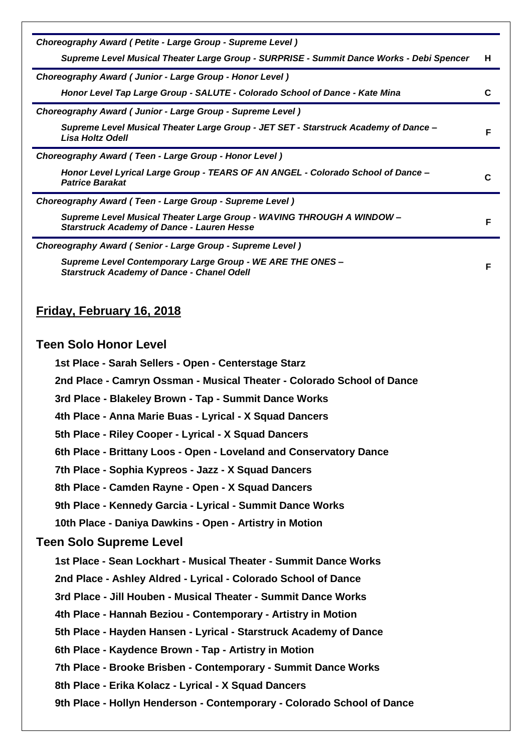*Choreography Award ( Petite - Large Group - Supreme Level )*

*Supreme Level Musical Theater Large Group - SURPRISE - Summit Dance Works - Debi Spencer* **H**

*Choreography Award ( Junior - Large Group - Honor Level )*

*Honor Level Tap Large Group - SALUTE - Colorado School of Dance - Kate Mina* **C**

*Choreography Award ( Junior - Large Group - Supreme Level )*

*Supreme Level Musical Theater Large Group - JET SET - Starstruck Academy of Dance – Lisa Holtz Odell* **F**

*Choreography Award ( Teen - Large Group - Honor Level )*

*Honor Level Lyrical Large Group - TEARS OF AN ANGEL - Colorado School of Dance – Patrice Barakat* **C**

*Choreography Award ( Teen - Large Group - Supreme Level )*

*Supreme Level Musical Theater Large Group - WAVING THROUGH A WINDOW – Starstruck Academy of Dance - Lauren Hesse* **F**

*Choreography Award ( Senior - Large Group - Supreme Level )*

*Supreme Level Contemporary Large Group - WE ARE THE ONES – Starstruck Academy of Dance - Chanel Odell* **F**

## Friday, February 16, 2018

### Teen Solo Honor Level

**1st Place - Sarah Sellers - Open - Centerstage Starz**

**2nd Place - Camryn Ossman - Musical Theater - Colorado School of Dance**

**3rd Place - Blakeley Brown - Tap - Summit Dance Works**

**4th Place - Anna Marie Buas - Lyrical - X Squad Dancers**

**5th Place - Riley Cooper - Lyrical - X Squad Dancers**

**6th Place - Brittany Loos - Open - Loveland and Conservatory Dance**

**7th Place - Sophia Kypreos - Jazz - X Squad Dancers**

**8th Place - Camden Rayne - Open - X Squad Dancers**

**9th Place - Kennedy Garcia - Lyrical - Summit Dance Works**

**10th Place - Daniya Dawkins - Open - Artistry in Motion**

### Teen Solo Supreme Level

**1st Place - Sean Lockhart - Musical Theater - Summit Dance Works**

**2nd Place - Ashley Aldred - Lyrical - Colorado School of Dance**

**3rd Place - Jill Houben - Musical Theater - Summit Dance Works**

**4th Place - Hannah Beziou - Contemporary - Artistry in Motion**

**5th Place - Hayden Hansen - Lyrical - Starstruck Academy of Dance**

**6th Place - Kaydence Brown - Tap - Artistry in Motion**

**7th Place - Brooke Brisben - Contemporary - Summit Dance Works**

**8th Place - Erika Kolacz - Lyrical - X Squad Dancers**

**9th Place - Hollyn Henderson - Contemporary - Colorado School of Dance**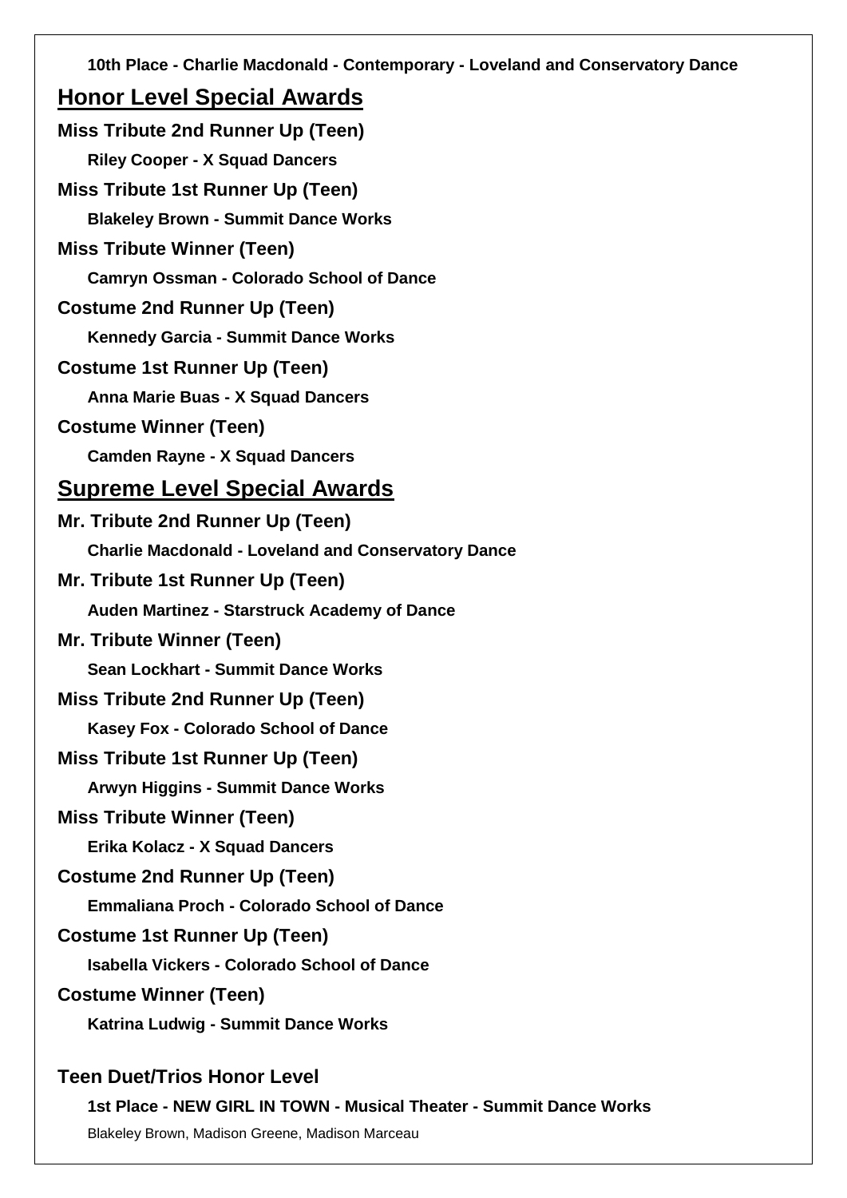**10th Place - Charlie Macdonald - Contemporary - Loveland and Conservatory Dance**

## Honor Level Special Awards

**Miss Tribute 2nd Runner Up (Teen)**

**Riley Cooper - X Squad Dancers**

**Miss Tribute 1st Runner Up (Teen)**

**Blakeley Brown - Summit Dance Works**

**Miss Tribute Winner (Teen)**

**Camryn Ossman - Colorado School of Dance**

**Costume 2nd Runner Up (Teen)**

**Kennedy Garcia - Summit Dance Works**

**Costume 1st Runner Up (Teen)**

**Anna Marie Buas - X Squad Dancers**

**Costume Winner (Teen)**

**Camden Rayne - X Squad Dancers**

## Supreme Level Special Awards

**Mr. Tribute 2nd Runner Up (Teen)**

**Charlie Macdonald - Loveland and Conservatory Dance**

**Mr. Tribute 1st Runner Up (Teen)**

**Auden Martinez - Starstruck Academy of Dance**

**Mr. Tribute Winner (Teen)**

**Sean Lockhart - Summit Dance Works**

**Miss Tribute 2nd Runner Up (Teen)**

**Kasey Fox - Colorado School of Dance**

**Miss Tribute 1st Runner Up (Teen)**

**Arwyn Higgins - Summit Dance Works**

**Miss Tribute Winner (Teen)**

**Erika Kolacz - X Squad Dancers**

**Costume 2nd Runner Up (Teen)**

**Emmaliana Proch - Colorado School of Dance**

**Costume 1st Runner Up (Teen)**

**Isabella Vickers - Colorado School of Dance**

**Costume Winner (Teen)**

**Katrina Ludwig - Summit Dance Works**

### Teen Duet/Trios Honor Level

**1st Place - NEW GIRL IN TOWN - Musical Theater - Summit Dance Works**

Blakeley Brown, Madison Greene, Madison Marceau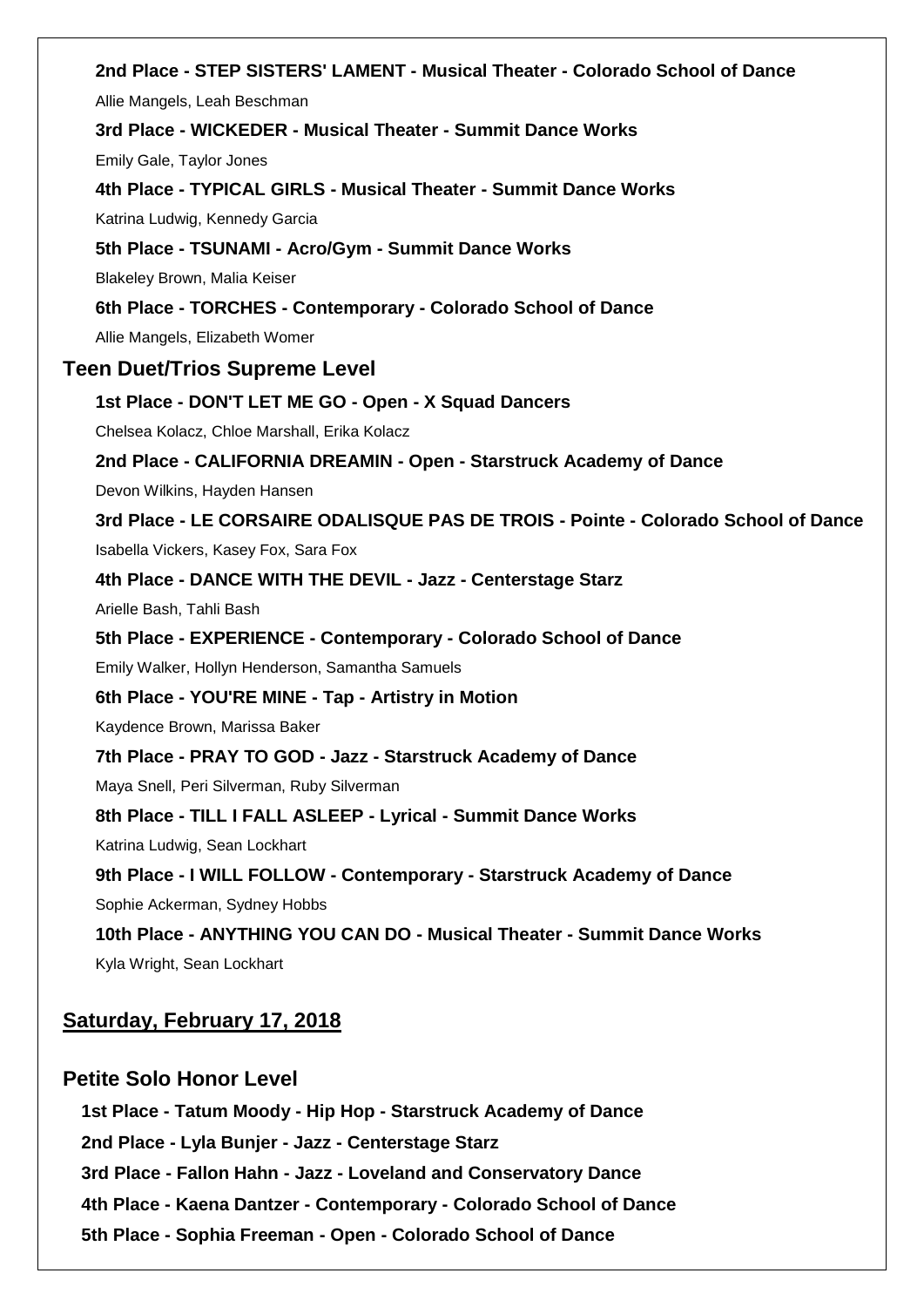**2nd Place - STEP SISTERS' LAMENT - Musical Theater - Colorado School of Dance**

Allie Mangels, Leah Beschman

**3rd Place - WICKEDER - Musical Theater - Summit Dance Works**

Emily Gale, Taylor Jones

**4th Place - TYPICAL GIRLS - Musical Theater - Summit Dance Works**

Katrina Ludwig, Kennedy Garcia

**5th Place - TSUNAMI - Acro/Gym - Summit Dance Works**

Blakeley Brown, Malia Keiser

**6th Place - TORCHES - Contemporary - Colorado School of Dance**

Allie Mangels, Elizabeth Womer

### Teen Duet/Trios Supreme Level

**1st Place - DON'T LET ME GO - Open - X Squad Dancers**

Chelsea Kolacz, Chloe Marshall, Erika Kolacz

**2nd Place - CALIFORNIA DREAMIN - Open - Starstruck Academy of Dance**

Devon Wilkins, Hayden Hansen

**3rd Place - LE CORSAIRE ODALISQUE PAS DE TROIS - Pointe - Colorado School of Dance**

Isabella Vickers, Kasey Fox, Sara Fox

**4th Place - DANCE WITH THE DEVIL - Jazz - Centerstage Starz**

Arielle Bash, Tahli Bash

**5th Place - EXPERIENCE - Contemporary - Colorado School of Dance**

Emily Walker, Hollyn Henderson, Samantha Samuels

**6th Place - YOU'RE MINE - Tap - Artistry in Motion**

Kaydence Brown, Marissa Baker

**7th Place - PRAY TO GOD - Jazz - Starstruck Academy of Dance**

Maya Snell, Peri Silverman, Ruby Silverman

**8th Place - TILL I FALL ASLEEP - Lyrical - Summit Dance Works**

Katrina Ludwig, Sean Lockhart

**9th Place - I WILL FOLLOW - Contemporary - Starstruck Academy of Dance**

Sophie Ackerman, Sydney Hobbs

**10th Place - ANYTHING YOU CAN DO - Musical Theater - Summit Dance Works**

Kyla Wright, Sean Lockhart

## Saturday, February 17, 2018

### Petite Solo Honor Level

**1st Place - Tatum Moody - Hip Hop - Starstruck Academy of Dance**

**2nd Place - Lyla Bunjer - Jazz - Centerstage Starz**

**3rd Place - Fallon Hahn - Jazz - Loveland and Conservatory Dance**

**4th Place - Kaena Dantzer - Contemporary - Colorado School of Dance**

**5th Place - Sophia Freeman - Open - Colorado School of Dance**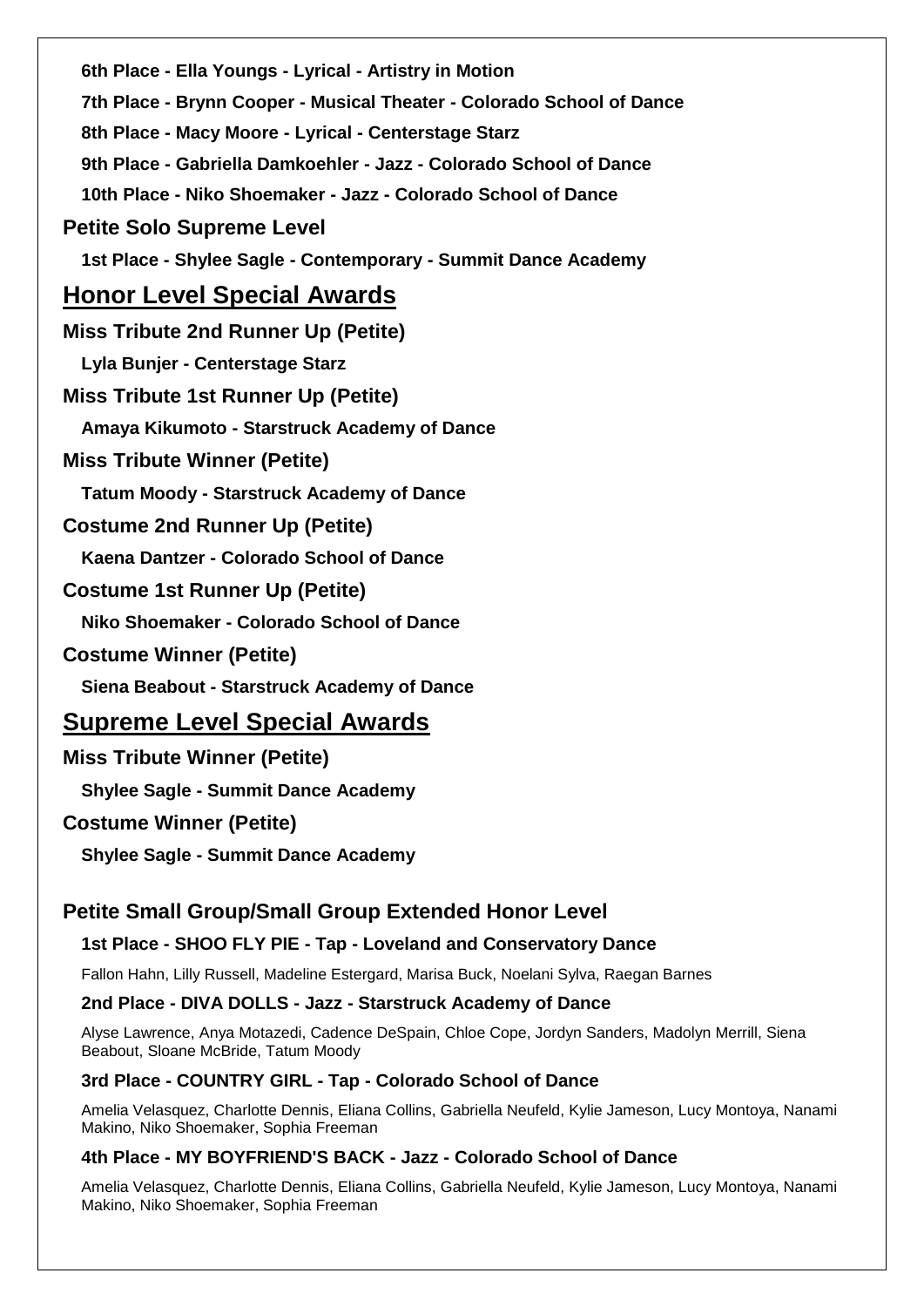**6th Place - Ella Youngs - Lyrical - Artistry in Motion**

**7th Place - Brynn Cooper - Musical Theater - Colorado School of Dance**

**8th Place - Macy Moore - Lyrical - Centerstage Starz**

**9th Place - Gabriella Damkoehler - Jazz - Colorado School of Dance**

**10th Place - Niko Shoemaker - Jazz - Colorado School of Dance**

### Petite Solo Supreme Level

**1st Place - Shylee Sagle - Contemporary - Summit Dance Academy**

## Honor Level Special Awards

### Miss Tribute 2nd Runner Up (Petite)

**Lyla Bunjer - Centerstage Starz**

### Miss Tribute 1st Runner Up (Petite)

**Amaya Kikumoto - Starstruck Academy of Dance**

### Miss Tribute Winner (Petite)

**Tatum Moody - Starstruck Academy of Dance**

### Costume 2nd Runner Up (Petite)

**Kaena Dantzer - Colorado School of Dance**

### Costume 1st Runner Up (Petite)

**Niko Shoemaker - Colorado School of Dance**

### Costume Winner (Petite)

**Siena Beabout - Starstruck Academy of Dance**

## Supreme Level Special Awards

### Miss Tribute Winner (Petite)

**Shylee Sagle - Summit Dance Academy**

### Costume Winner (Petite)

**Shylee Sagle - Summit Dance Academy**

### Petite Small Group/Small Group Extended Honor Level

**1st Place - SHOO FLY PIE - Tap - Loveland and Conservatory Dance**

Fallon Hahn, Lilly Russell, Madeline Estergard, Marisa Buck, Noelani Sylva, Raegan Barnes

**2nd Place - DIVA DOLLS - Jazz - Starstruck Academy of Dance**

Alyse Lawrence, Anya Motazedi, Cadence DeSpain, Chloe Cope, Jordyn Sanders, Madolyn Merrill, Siena Beabout, Sloane McBride, Tatum Moody

**3rd Place - COUNTRY GIRL - Tap - Colorado School of Dance**

Amelia Velasquez, Charlotte Dennis, Eliana Collins, Gabriella Neufeld, Kylie Jameson, Lucy Montoya, Nanami Makino, Niko Shoemaker, Sophia Freeman

**4th Place - MY BOYFRIEND'S BACK - Jazz - Colorado School of Dance**

Amelia Velasquez, Charlotte Dennis, Eliana Collins, Gabriella Neufeld, Kylie Jameson, Lucy Montoya, Nanami Makino, Niko Shoemaker, Sophia Freeman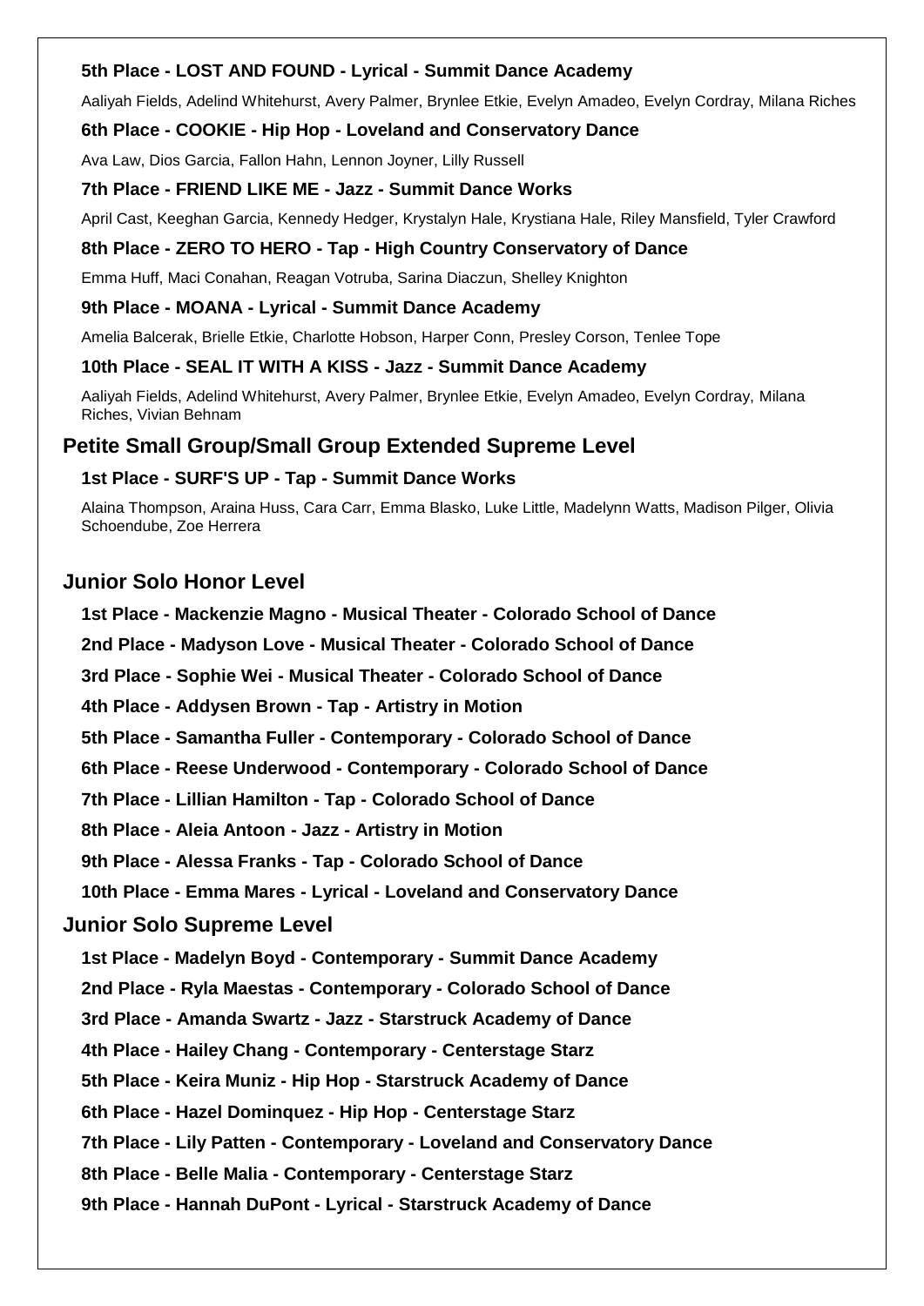**5th Place - LOST AND FOUND - Lyrical - Summit Dance Academy**

Aaliyah Fields, Adelind Whitehurst, Avery Palmer, Brynlee Etkie, Evelyn Amadeo, Evelyn Cordray, Milana Riches

**6th Place - COOKIE - Hip Hop - Loveland and Conservatory Dance**

Ava Law, Dios Garcia, Fallon Hahn, Lennon Joyner, Lilly Russell

**7th Place - FRIEND LIKE ME - Jazz - Summit Dance Works**

April Cast, Keeghan Garcia, Kennedy Hedger, Krystalyn Hale, Krystiana Hale, Riley Mansfield, Tyler Crawford

**8th Place - ZERO TO HERO - Tap - High Country Conservatory of Dance**

Emma Huff, Maci Conahan, Reagan Votruba, Sarina Diaczun, Shelley Knighton

**9th Place - MOANA - Lyrical - Summit Dance Academy**

Amelia Balcerak, Brielle Etkie, Charlotte Hobson, Harper Conn, Presley Corson, Tenlee Tope

**10th Place - SEAL IT WITH A KISS - Jazz - Summit Dance Academy**

Aaliyah Fields, Adelind Whitehurst, Avery Palmer, Brynlee Etkie, Evelyn Amadeo, Evelyn Cordray, Milana Riches, Vivian Behnam

## Petite Small Group/Small Group Extended Supreme Level

**1st Place - SURF'S UP - Tap - Summit Dance Works**

Alaina Thompson, Araina Huss, Cara Carr, Emma Blasko, Luke Little, Madelynn Watts, Madison Pilger, Olivia Schoendube, Zoe Herrera

## Junior Solo Honor Level

**1st Place - Mackenzie Magno - Musical Theater - Colorado School of Dance**

**2nd Place - Madyson Love - Musical Theater - Colorado School of Dance**

**3rd Place - Sophie Wei - Musical Theater - Colorado School of Dance**

**4th Place - Addysen Brown - Tap - Artistry in Motion**

**5th Place - Samantha Fuller - Contemporary - Colorado School of Dance**

**6th Place - Reese Underwood - Contemporary - Colorado School of Dance**

**7th Place - Lillian Hamilton - Tap - Colorado School of Dance**

**8th Place - Aleia Antoon - Jazz - Artistry in Motion**

**9th Place - Alessa Franks - Tap - Colorado School of Dance**

**10th Place - Emma Mares - Lyrical - Loveland and Conservatory Dance**

## Junior Solo Supreme Level

**1st Place - Madelyn Boyd - Contemporary - Summit Dance Academy**

**2nd Place - Ryla Maestas - Contemporary - Colorado School of Dance**

**3rd Place - Amanda Swartz - Jazz - Starstruck Academy of Dance**

**4th Place - Hailey Chang - Contemporary - Centerstage Starz**

**5th Place - Keira Muniz - Hip Hop - Starstruck Academy of Dance**

**6th Place - Hazel Dominquez - Hip Hop - Centerstage Starz**

**7th Place - Lily Patten - Contemporary - Loveland and Conservatory Dance**

**8th Place - Belle Malia - Contemporary - Centerstage Starz**

**9th Place - Hannah DuPont - Lyrical - Starstruck Academy of Dance**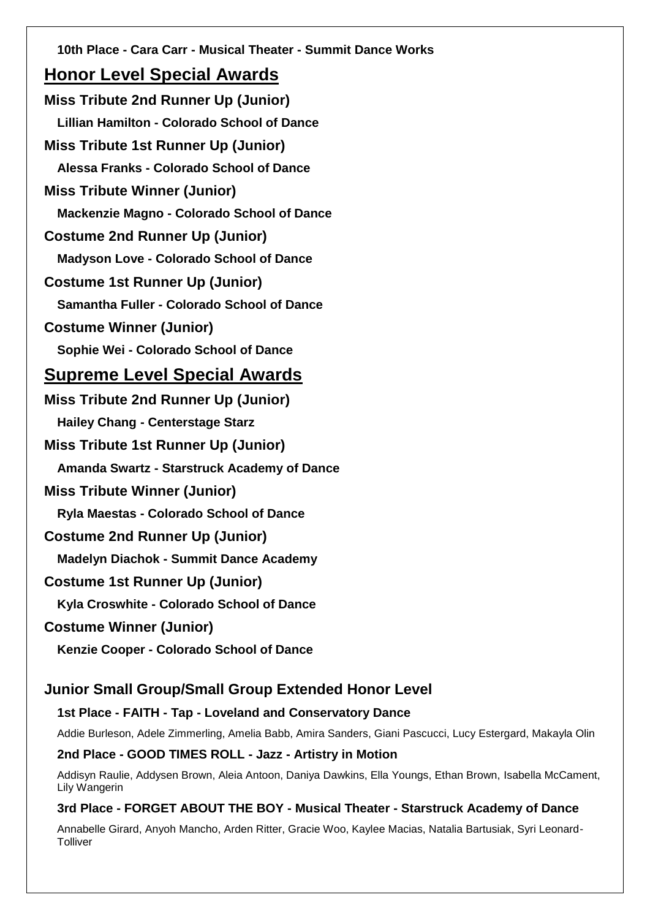**10th Place - Cara Carr - Musical Theater - Summit Dance Works**

## Honor Level Special Awards

**Miss Tribute 2nd Runner Up (Junior)**

**Lillian Hamilton - Colorado School of Dance**

**Miss Tribute 1st Runner Up (Junior)**

**Alessa Franks - Colorado School of Dance**

**Miss Tribute Winner (Junior)**

**Mackenzie Magno - Colorado School of Dance**

**Costume 2nd Runner Up (Junior)**

**Madyson Love - Colorado School of Dance**

**Costume 1st Runner Up (Junior)**

**Samantha Fuller - Colorado School of Dance**

**Costume Winner (Junior)**

**Sophie Wei - Colorado School of Dance**

## Supreme Level Special Awards

**Miss Tribute 2nd Runner Up (Junior)**

**Hailey Chang - Centerstage Starz**

**Miss Tribute 1st Runner Up (Junior)**

**Amanda Swartz - Starstruck Academy of Dance**

**Miss Tribute Winner (Junior)**

**Ryla Maestas - Colorado School of Dance**

**Costume 2nd Runner Up (Junior)**

**Madelyn Diachok - Summit Dance Academy**

**Costume 1st Runner Up (Junior)**

**Kyla Croswhite - Colorado School of Dance**

**Costume Winner (Junior)**

**Kenzie Cooper - Colorado School of Dance**

### Junior Small Group/Small Group Extended Honor Level

**1st Place - FAITH - Tap - Loveland and Conservatory Dance**

Addie Burleson, Adele Zimmerling, Amelia Babb, Amira Sanders, Giani Pascucci, Lucy Estergard, Makayla Olin

**2nd Place - GOOD TIMES ROLL - Jazz - Artistry in Motion**

Addisyn Raulie, Addysen Brown, Aleia Antoon, Daniya Dawkins, Ella Youngs, Ethan Brown, Isabella McCament, Lily Wangerin

**3rd Place - FORGET ABOUT THE BOY - Musical Theater - Starstruck Academy of Dance**

Annabelle Girard, Anyoh Mancho, Arden Ritter, Gracie Woo, Kaylee Macias, Natalia Bartusiak, Syri Leonard-Tolliver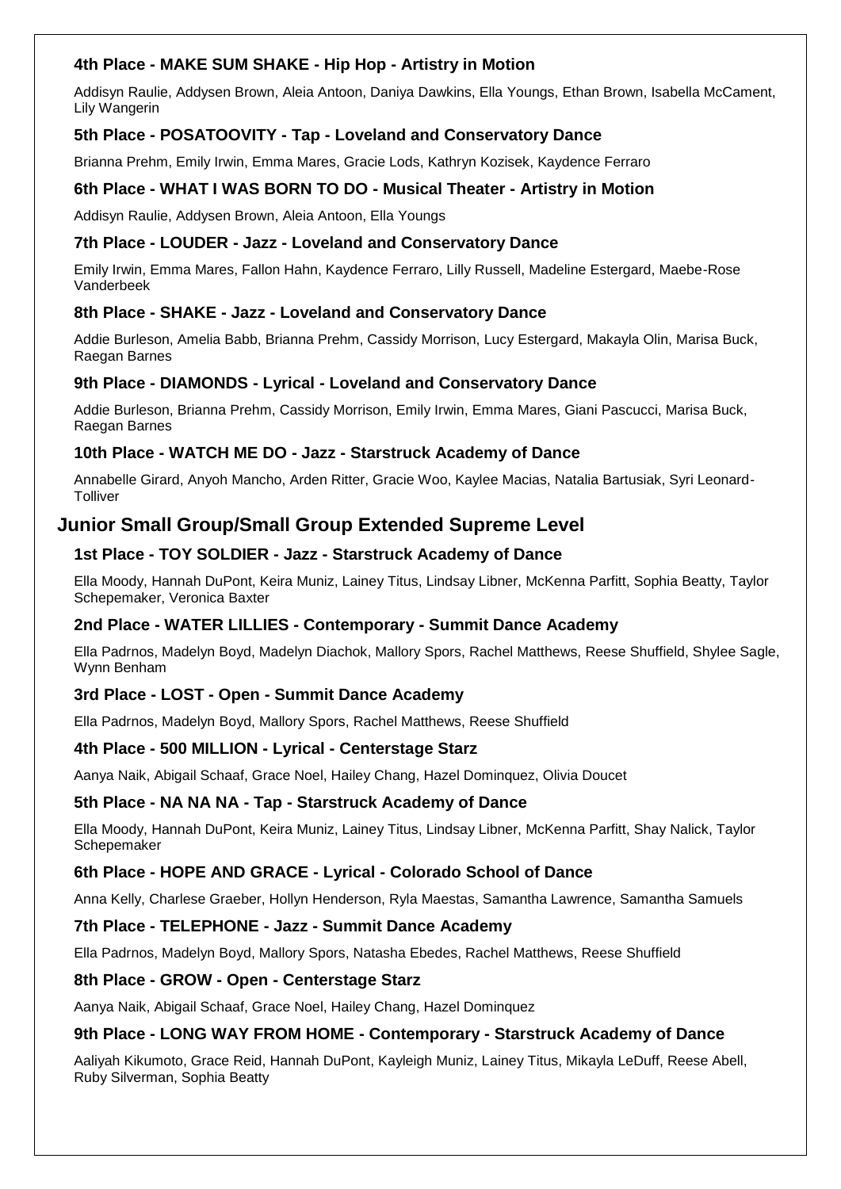### 4th Place - MAKE SUM SHAKE - Hip Hop - Artistry in Motion

Addisyn Raulie, Addysen Brown, Aleia Antoon, Daniya Dawkins, Ella Youngs, Ethan Brown, Isabella McCament, Lily Wangerin

### 5th Place - POSATOOVITY - Tap - Loveland and Conservatory Dance

Brianna Prehm, Emily Irwin, Emma Mares, Gracie Lods, Kathryn Kozisek, Kaydence Ferraro

### 6th Place - WHAT I WAS BORN TO DO - Musical Theater - Artistry in Motion

Addisyn Raulie, Addysen Brown, Aleia Antoon, Ella Youngs

### 7th Place - LOUDER - Jazz - Loveland and Conservatory Dance

Emily Irwin, Emma Mares, Fallon Hahn, Kaydence Ferraro, Lilly Russell, Madeline Estergard, Maebe-Rose Vanderbeek

### 8th Place - SHAKE - Jazz - Loveland and Conservatory Dance

Addie Burleson, Amelia Babb, Brianna Prehm, Cassidy Morrison, Lucy Estergard, Makayla Olin, Marisa Buck, Raegan Barnes

### 9th Place - DIAMONDS - Lyrical - Loveland and Conservatory Dance

Addie Burleson, Brianna Prehm, Cassidy Morrison, Emily Irwin, Emma Mares, Giani Pascucci, Marisa Buck, Raegan Barnes

### 10th Place - WATCH ME DO - Jazz - Starstruck Academy of Dance

Annabelle Girard, Anyoh Mancho, Arden Ritter, Gracie Woo, Kaylee Macias, Natalia Bartusiak, Syri Leonard-Tolliver

## Junior Small Group/Small Group Extended Supreme Level

### 1st Place - TOY SOLDIER - Jazz - Starstruck Academy of Dance

Ella Moody, Hannah DuPont, Keira Muniz, Lainey Titus, Lindsay Libner, McKenna Parfitt, Sophia Beatty, Taylor Schepemaker, Veronica Baxter

### 2nd Place - WATER LILLIES - Contemporary - Summit Dance Academy

Ella Padrnos, Madelyn Boyd, Madelyn Diachok, Mallory Spors, Rachel Matthews, Reese Shuffield, Shylee Sagle, Wynn Benham

### 3rd Place - LOST - Open - Summit Dance Academy

Ella Padrnos, Madelyn Boyd, Mallory Spors, Rachel Matthews, Reese Shuffield

### 4th Place - 500 MILLION - Lyrical - Centerstage Starz

Aanya Naik, Abigail Schaaf, Grace Noel, Hailey Chang, Hazel Dominquez, Olivia Doucet

### 5th Place - NA NA NA - Tap - Starstruck Academy of Dance

Ella Moody, Hannah DuPont, Keira Muniz, Lainey Titus, Lindsay Libner, McKenna Parfitt, Shay Nalick, Taylor Schepemaker

### 6th Place - HOPE AND GRACE - Lyrical - Colorado School of Dance

Anna Kelly, Charlese Graeber, Hollyn Henderson, Ryla Maestas, Samantha Lawrence, Samantha Samuels

### 7th Place - TELEPHONE - Jazz - Summit Dance Academy

Ella Padrnos, Madelyn Boyd, Mallory Spors, Natasha Ebedes, Rachel Matthews, Reese Shuffield

### 8th Place - GROW - Open - Centerstage Starz

Aanya Naik, Abigail Schaaf, Grace Noel, Hailey Chang, Hazel Dominquez

### 9th Place - LONG WAY FROM HOME - Contemporary - Starstruck Academy of Dance

Aaliyah Kikumoto, Grace Reid, Hannah DuPont, Kayleigh Muniz, Lainey Titus, Mikayla LeDuff, Reese Abell, Ruby Silverman, Sophia Beatty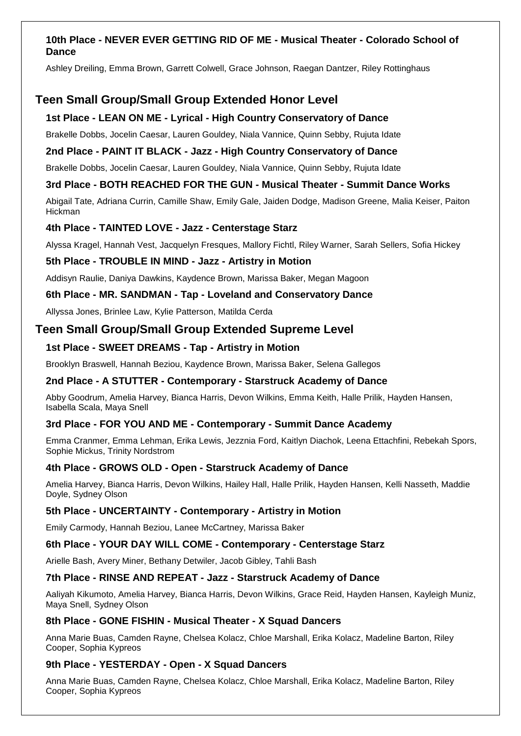#### 10th Place - NEVER EVER GETTING RID OF ME - Musical Theater - Colorado School of Dance

Ashley Dreiling, Emma Brown, Garrett Colwell, Grace Johnson, Raegan Dantzer, Riley Rottinghaus

## Teen Small Group/Small Group Extended Honor Level

#### 1st Place - LEAN ON ME - Lyrical - High Country Conservatory of Dance

Brakelle Dobbs, Jocelin Caesar, Lauren Gouldey, Niala Vannice, Quinn Sebby, Rujuta Idate

#### 2nd Place - PAINT IT BLACK - Jazz - High Country Conservatory of Dance

Brakelle Dobbs, Jocelin Caesar, Lauren Gouldey, Niala Vannice, Quinn Sebby, Rujuta Idate

#### 3rd Place - BOTH REACHED FOR THE GUN - Musical Theater - Summit Dance Works

Abigail Tate, Adriana Currin, Camille Shaw, Emily Gale, Jaiden Dodge, Madison Greene, Malia Keiser, Paiton Hickman

#### 4th Place - TAINTED LOVE - Jazz - Centerstage Starz

Alyssa Kragel, Hannah Vest, Jacquelyn Fresques, Mallory Fichtl, Riley Warner, Sarah Sellers, Sofia Hickey

#### 5th Place - TROUBLE IN MIND - Jazz - Artistry in Motion

Addisyn Raulie, Daniya Dawkins, Kaydence Brown, Marissa Baker, Megan Magoon

#### 6th Place - MR. SANDMAN - Tap - Loveland and Conservatory Dance

Allyssa Jones, Brinlee Law, Kylie Patterson, Matilda Cerda

## Teen Small Group/Small Group Extended Supreme Level

#### 1st Place - SWEET DREAMS - Tap - Artistry in Motion

Brooklyn Braswell, Hannah Beziou, Kaydence Brown, Marissa Baker, Selena Gallegos

#### 2nd Place - A STUTTER - Contemporary - Starstruck Academy of Dance

Abby Goodrum, Amelia Harvey, Bianca Harris, Devon Wilkins, Emma Keith, Halle Prilik, Hayden Hansen, Isabella Scala, Maya Snell

#### 3rd Place - FOR YOU AND ME - Contemporary - Summit Dance Academy

Emma Cranmer, Emma Lehman, Erika Lewis, Jezznia Ford, Kaitlyn Diachok, Leena Ettachfini, Rebekah Spors, Sophie Mickus, Trinity Nordstrom

#### 4th Place - GROWS OLD - Open - Starstruck Academy of Dance

Amelia Harvey, Bianca Harris, Devon Wilkins, Hailey Hall, Halle Prilik, Hayden Hansen, Kelli Nasseth, Maddie Doyle, Sydney Olson

#### 5th Place - UNCERTAINTY - Contemporary - Artistry in Motion

Emily Carmody, Hannah Beziou, Lanee McCartney, Marissa Baker

#### 6th Place - YOUR DAY WILL COME - Contemporary - Centerstage Starz

Arielle Bash, Avery Miner, Bethany Detwiler, Jacob Gibley, Tahli Bash

#### 7th Place - RINSE AND REPEAT - Jazz - Starstruck Academy of Dance

Aaliyah Kikumoto, Amelia Harvey, Bianca Harris, Devon Wilkins, Grace Reid, Hayden Hansen, Kayleigh Muniz, Maya Snell, Sydney Olson

#### 8th Place - GONE FISHIN - Musical Theater - X Squad Dancers

Anna Marie Buas, Camden Rayne, Chelsea Kolacz, Chloe Marshall, Erika Kolacz, Madeline Barton, Riley Cooper, Sophia Kypreos

#### 9th Place - YESTERDAY - Open - X Squad Dancers

Anna Marie Buas, Camden Rayne, Chelsea Kolacz, Chloe Marshall, Erika Kolacz, Madeline Barton, Riley Cooper, Sophia Kypreos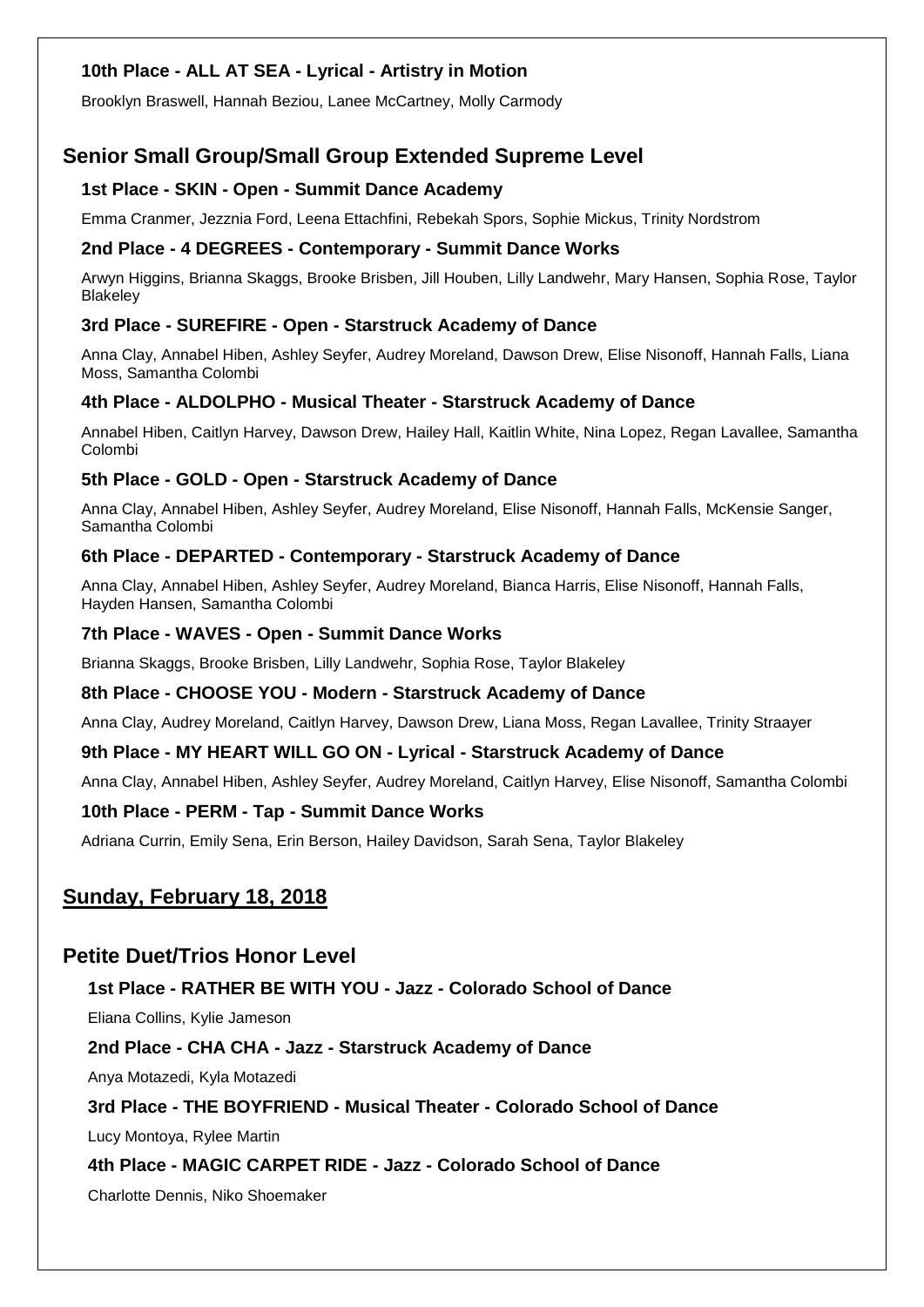#### 10th Place - ALL AT SEA - Lyrical - Artistry in Motion

Brooklyn Braswell, Hannah Beziou, Lanee McCartney, Molly Carmody

## Senior Small Group/Small Group Extended Supreme Level

#### 1st Place - SKIN - Open - Summit Dance Academy

Emma Cranmer, Jezznia Ford, Leena Ettachfini, Rebekah Spors, Sophie Mickus, Trinity Nordstrom

#### 2nd Place - 4 DEGREES - Contemporary - Summit Dance Works

Arwyn Higgins, Brianna Skaggs, Brooke Brisben, Jill Houben, Lilly Landwehr, Mary Hansen, Sophia Rose, Taylor Blakeley

#### 3rd Place - SUREFIRE - Open - Starstruck Academy of Dance

Anna Clay, Annabel Hiben, Ashley Seyfer, Audrey Moreland, Dawson Drew, Elise Nisonoff, Hannah Falls, Liana Moss, Samantha Colombi

#### 4th Place - ALDOLPHO - Musical Theater - Starstruck Academy of Dance

Annabel Hiben, Caitlyn Harvey, Dawson Drew, Hailey Hall, Kaitlin White, Nina Lopez, Regan Lavallee, Samantha Colombi

#### 5th Place - GOLD - Open - Starstruck Academy of Dance

Anna Clay, Annabel Hiben, Ashley Seyfer, Audrey Moreland, Elise Nisonoff, Hannah Falls, McKensie Sanger, Samantha Colombi

#### 6th Place - DEPARTED - Contemporary - Starstruck Academy of Dance

Anna Clay, Annabel Hiben, Ashley Seyfer, Audrey Moreland, Bianca Harris, Elise Nisonoff, Hannah Falls, Hayden Hansen, Samantha Colombi

#### 7th Place - WAVES - Open - Summit Dance Works

Brianna Skaggs, Brooke Brisben, Lilly Landwehr, Sophia Rose, Taylor Blakeley

#### 8th Place - CHOOSE YOU - Modern - Starstruck Academy of Dance

Anna Clay, Audrey Moreland, Caitlyn Harvey, Dawson Drew, Liana Moss, Regan Lavallee, Trinity Straayer

#### 9th Place - MY HEART WILL GO ON - Lyrical - Starstruck Academy of Dance

Anna Clay, Annabel Hiben, Ashley Seyfer, Audrey Moreland, Caitlyn Harvey, Elise Nisonoff, Samantha Colombi

#### 10th Place - PERM - Tap - Summit Dance Works

Adriana Currin, Emily Sena, Erin Berson, Hailey Davidson, Sarah Sena, Taylor Blakeley

## Sunday, February 18, 2018

## Petite Duet/Trios Honor Level

#### 1st Place - RATHER BE WITH YOU - Jazz - Colorado School of Dance

Eliana Collins, Kylie Jameson

#### 2nd Place - CHA CHA - Jazz - Starstruck Academy of Dance

Anya Motazedi, Kyla Motazedi

#### 3rd Place - THE BOYFRIEND - Musical Theater - Colorado School of Dance

Lucy Montoya, Rylee Martin

#### 4th Place - MAGIC CARPET RIDE - Jazz - Colorado School of Dance

Charlotte Dennis, Niko Shoemaker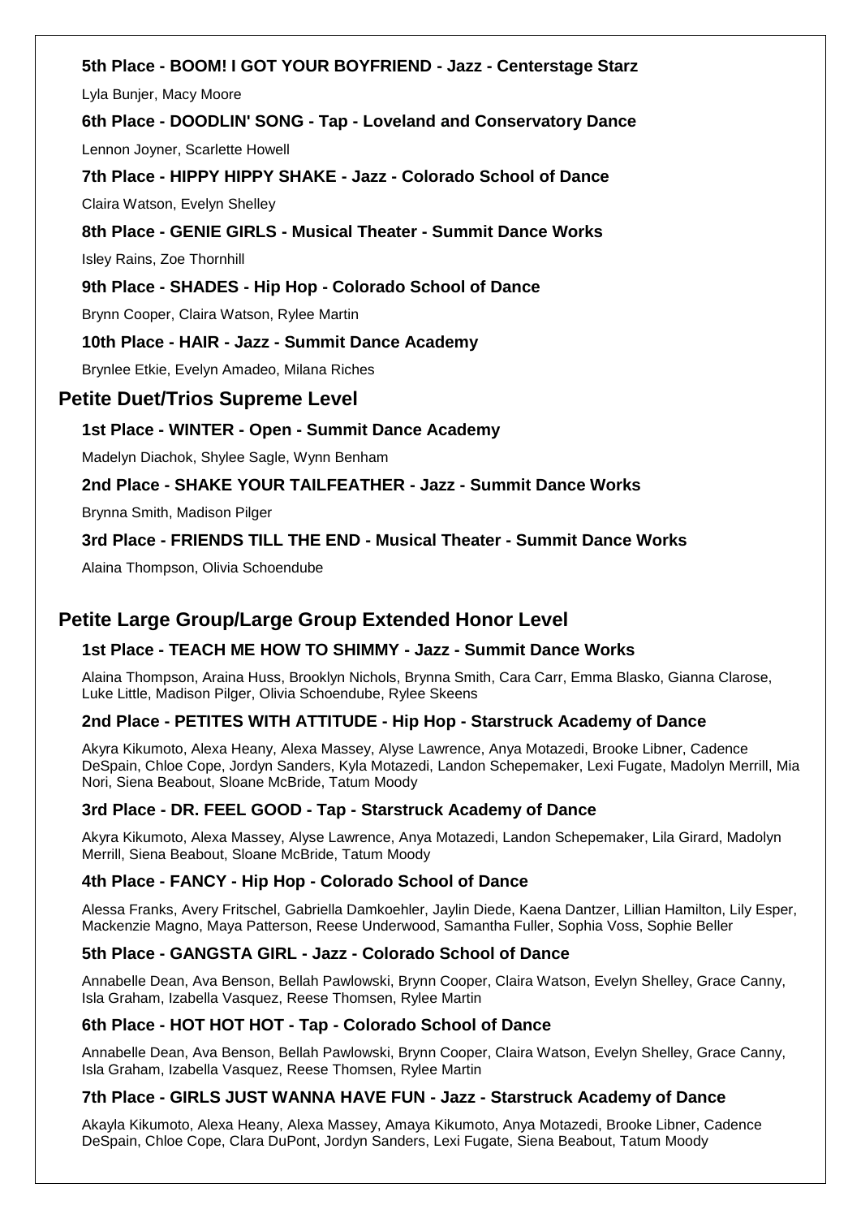**5th Place - BOOM! I GOT YOUR BOYFRIEND - Jazz - Centerstage Starz**

Lyla Bunjer, Macy Moore

**6th Place - DOODLIN' SONG - Tap - Loveland and Conservatory Dance**

Lennon Joyner, Scarlette Howell

**7th Place - HIPPY HIPPY SHAKE - Jazz - Colorado School of Dance**

Claira Watson, Evelyn Shelley

**8th Place - GENIE GIRLS - Musical Theater - Summit Dance Works**

Isley Rains, Zoe Thornhill

**9th Place - SHADES - Hip Hop - Colorado School of Dance**

Brynn Cooper, Claira Watson, Rylee Martin

**10th Place - HAIR - Jazz - Summit Dance Academy**

Brynlee Etkie, Evelyn Amadeo, Milana Riches

## Petite Duet/Trios Supreme Level

**1st Place - WINTER - Open - Summit Dance Academy**

Madelyn Diachok, Shylee Sagle, Wynn Benham

**2nd Place - SHAKE YOUR TAILFEATHER - Jazz - Summit Dance Works**

Brynna Smith, Madison Pilger

**3rd Place - FRIENDS TILL THE END - Musical Theater - Summit Dance Works**

Alaina Thompson, Olivia Schoendube

## Petite Large Group/Large Group Extended Honor Level

**1st Place - TEACH ME HOW TO SHIMMY - Jazz - Summit Dance Works**

Alaina Thompson, Araina Huss, Brooklyn Nichols, Brynna Smith, Cara Carr, Emma Blasko, Gianna Clarose, Luke Little, Madison Pilger, Olivia Schoendube, Rylee Skeens

**2nd Place - PETITES WITH ATTITUDE - Hip Hop - Starstruck Academy of Dance**

Akyra Kikumoto, Alexa Heany, Alexa Massey, Alyse Lawrence, Anya Motazedi, Brooke Libner, Cadence DeSpain, Chloe Cope, Jordyn Sanders, Kyla Motazedi, Landon Schepemaker, Lexi Fugate, Madolyn Merrill, Mia Nori, Siena Beabout, Sloane McBride, Tatum Moody

**3rd Place - DR. FEEL GOOD - Tap - Starstruck Academy of Dance**

Akyra Kikumoto, Alexa Massey, Alyse Lawrence, Anya Motazedi, Landon Schepemaker, Lila Girard, Madolyn Merrill, Siena Beabout, Sloane McBride, Tatum Moody

**4th Place - FANCY - Hip Hop - Colorado School of Dance**

Alessa Franks, Avery Fritschel, Gabriella Damkoehler, Jaylin Diede, Kaena Dantzer, Lillian Hamilton, Lily Esper, Mackenzie Magno, Maya Patterson, Reese Underwood, Samantha Fuller, Sophia Voss, Sophie Beller

**5th Place - GANGSTA GIRL - Jazz - Colorado School of Dance**

Annabelle Dean, Ava Benson, Bellah Pawlowski, Brynn Cooper, Claira Watson, Evelyn Shelley, Grace Canny, Isla Graham, Izabella Vasquez, Reese Thomsen, Rylee Martin

**6th Place - HOT HOT HOT - Tap - Colorado School of Dance**

Annabelle Dean, Ava Benson, Bellah Pawlowski, Brynn Cooper, Claira Watson, Evelyn Shelley, Grace Canny, Isla Graham, Izabella Vasquez, Reese Thomsen, Rylee Martin

**7th Place - GIRLS JUST WANNA HAVE FUN - Jazz - Starstruck Academy of Dance**

Akayla Kikumoto, Alexa Heany, Alexa Massey, Amaya Kikumoto, Anya Motazedi, Brooke Libner, Cadence DeSpain, Chloe Cope, Clara DuPont, Jordyn Sanders, Lexi Fugate, Siena Beabout, Tatum Moody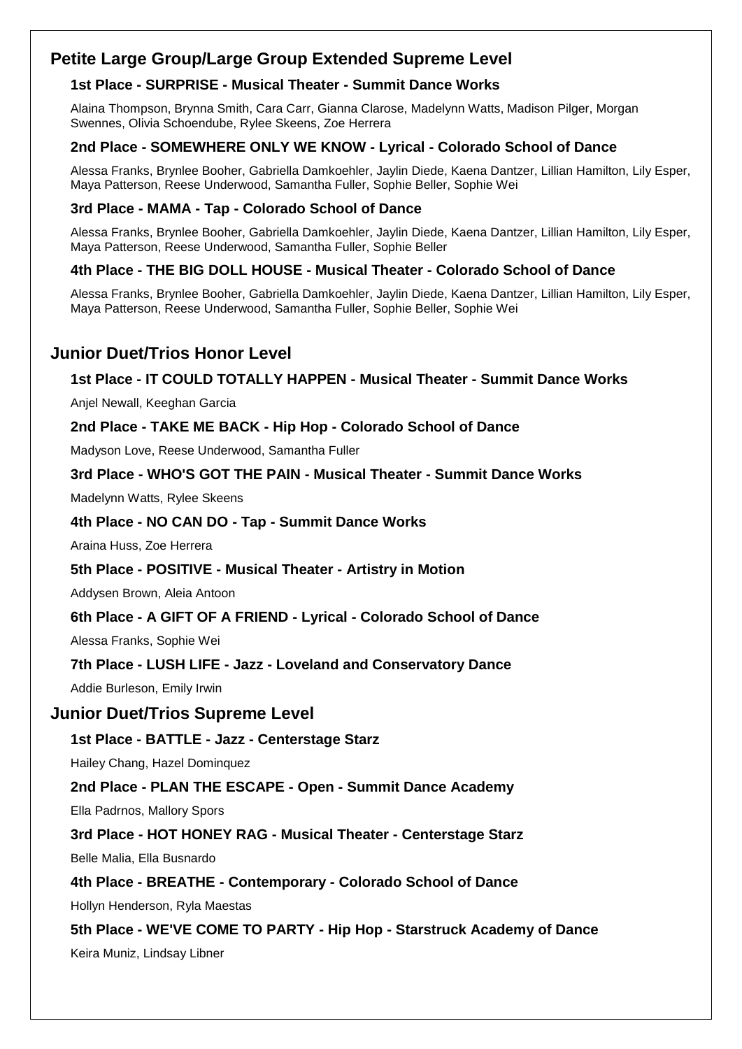## Petite Large Group/Large Group Extended Supreme Level

### 1st Place - SURPRISE - Musical Theater - Summit Dance Works

Alaina Thompson, Brynna Smith, Cara Carr, Gianna Clarose, Madelynn Watts, Madison Pilger, Morgan Swennes, Olivia Schoendube, Rylee Skeens, Zoe Herrera

### 2nd Place - SOMEWHERE ONLY WE KNOW - Lyrical - Colorado School of Dance

Alessa Franks, Brynlee Booher, Gabriella Damkoehler, Jaylin Diede, Kaena Dantzer, Lillian Hamilton, Lily Esper, Maya Patterson, Reese Underwood, Samantha Fuller, Sophie Beller, Sophie Wei

### 3rd Place - MAMA - Tap - Colorado School of Dance

Alessa Franks, Brynlee Booher, Gabriella Damkoehler, Jaylin Diede, Kaena Dantzer, Lillian Hamilton, Lily Esper, Maya Patterson, Reese Underwood, Samantha Fuller, Sophie Beller

### 4th Place - THE BIG DOLL HOUSE - Musical Theater - Colorado School of Dance

Alessa Franks, Brynlee Booher, Gabriella Damkoehler, Jaylin Diede, Kaena Dantzer, Lillian Hamilton, Lily Esper, Maya Patterson, Reese Underwood, Samantha Fuller, Sophie Beller, Sophie Wei

## Junior Duet/Trios Honor Level

### 1st Place - IT COULD TOTALLY HAPPEN - Musical Theater - Summit Dance Works

Anjel Newall, Keeghan Garcia

### 2nd Place - TAKE ME BACK - Hip Hop - Colorado School of Dance

Madyson Love, Reese Underwood, Samantha Fuller

### 3rd Place - WHO'S GOT THE PAIN - Musical Theater - Summit Dance Works

Madelynn Watts, Rylee Skeens

### 4th Place - NO CAN DO - Tap - Summit Dance Works

Araina Huss, Zoe Herrera

### 5th Place - POSITIVE - Musical Theater - Artistry in Motion

Addysen Brown, Aleia Antoon

### 6th Place - A GIFT OF A FRIEND - Lyrical - Colorado School of Dance

Alessa Franks, Sophie Wei

### 7th Place - LUSH LIFE - Jazz - Loveland and Conservatory Dance

Addie Burleson, Emily Irwin

## Junior Duet/Trios Supreme Level

### 1st Place - BATTLE - Jazz - Centerstage Starz

Hailey Chang, Hazel Dominquez

### 2nd Place - PLAN THE ESCAPE - Open - Summit Dance Academy

Ella Padrnos, Mallory Spors

### 3rd Place - HOT HONEY RAG - Musical Theater - Centerstage Starz

Belle Malia, Ella Busnardo

### 4th Place - BREATHE - Contemporary - Colorado School of Dance

Hollyn Henderson, Ryla Maestas

### 5th Place - WE'VE COME TO PARTY - Hip Hop - Starstruck Academy of Dance

Keira Muniz, Lindsay Libner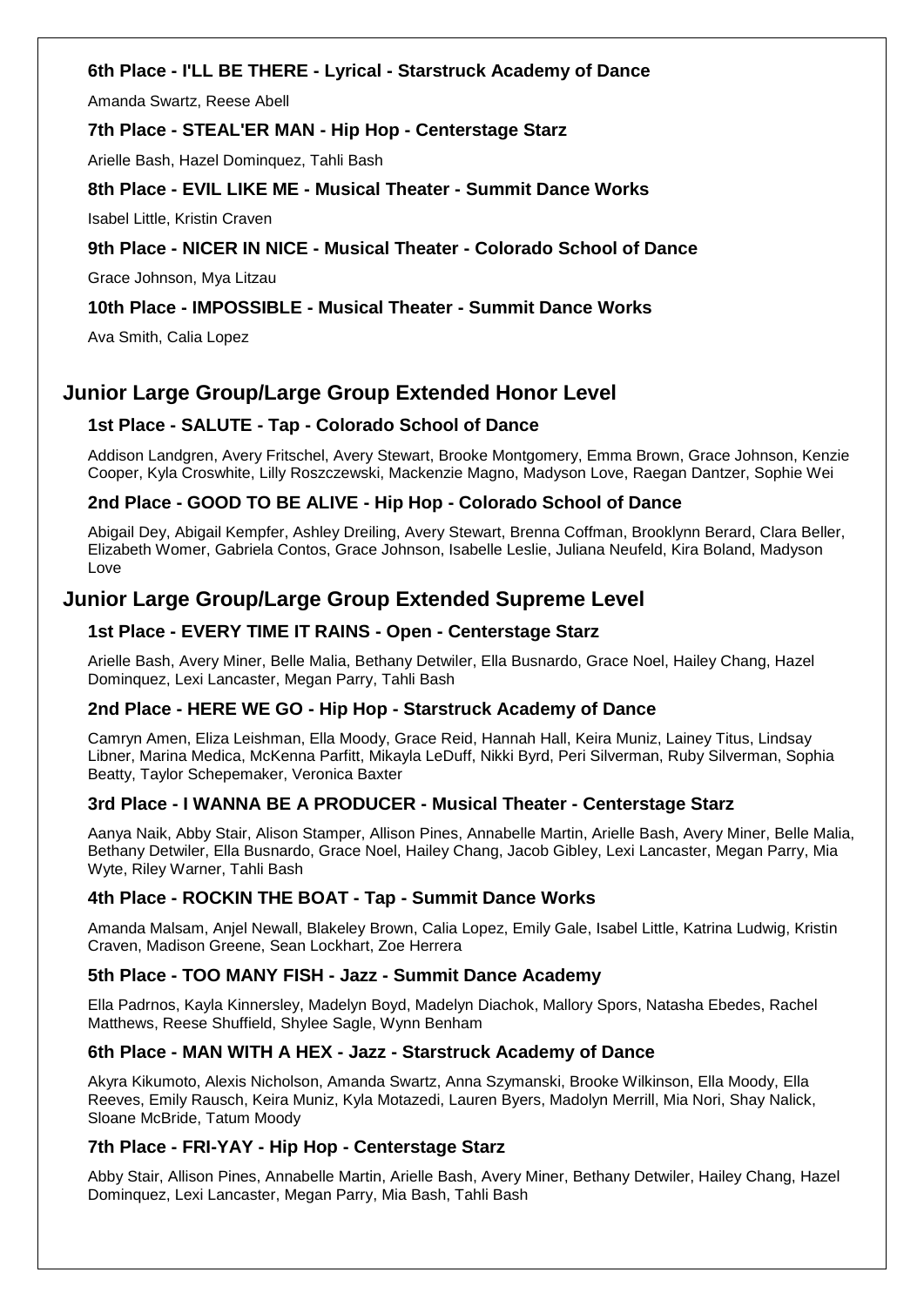### 6th Place - I'LL BE THERE - Lyrical - Starstruck Academy of Dance

Amanda Swartz, Reese Abell

### 7th Place - STEAL'ER MAN - Hip Hop - Centerstage Starz

Arielle Bash, Hazel Dominquez, Tahli Bash

### 8th Place - EVIL LIKE ME - Musical Theater - Summit Dance Works

Isabel Little, Kristin Craven

### 9th Place - NICER IN NICE - Musical Theater - Colorado School of Dance

Grace Johnson, Mya Litzau

### 10th Place - IMPOSSIBLE - Musical Theater - Summit Dance Works

Ava Smith, Calia Lopez

## Junior Large Group/Large Group Extended Honor Level

### 1st Place - SALUTE - Tap - Colorado School of Dance

Addison Landgren, Avery Fritschel, Avery Stewart, Brooke Montgomery, Emma Brown, Grace Johnson, Kenzie Cooper, Kyla Croswhite, Lilly Roszczewski, Mackenzie Magno, Madyson Love, Raegan Dantzer, Sophie Wei

### 2nd Place - GOOD TO BE ALIVE - Hip Hop - Colorado School of Dance

Abigail Dey, Abigail Kempfer, Ashley Dreiling, Avery Stewart, Brenna Coffman, Brooklynn Berard, Clara Beller, Elizabeth Womer, Gabriela Contos, Grace Johnson, Isabelle Leslie, Juliana Neufeld, Kira Boland, Madyson Love

## Junior Large Group/Large Group Extended Supreme Level

### 1st Place - EVERY TIME IT RAINS - Open - Centerstage Starz

Arielle Bash, Avery Miner, Belle Malia, Bethany Detwiler, Ella Busnardo, Grace Noel, Hailey Chang, Hazel Dominquez, Lexi Lancaster, Megan Parry, Tahli Bash

### 2nd Place - HERE WE GO - Hip Hop - Starstruck Academy of Dance

Camryn Amen, Eliza Leishman, Ella Moody, Grace Reid, Hannah Hall, Keira Muniz, Lainey Titus, Lindsay Libner, Marina Medica, McKenna Parfitt, Mikayla LeDuff, Nikki Byrd, Peri Silverman, Ruby Silverman, Sophia Beatty, Taylor Schepemaker, Veronica Baxter

### 3rd Place - I WANNA BE A PRODUCER - Musical Theater - Centerstage Starz

Aanya Naik, Abby Stair, Alison Stamper, Allison Pines, Annabelle Martin, Arielle Bash, Avery Miner, Belle Malia, Bethany Detwiler, Ella Busnardo, Grace Noel, Hailey Chang, Jacob Gibley, Lexi Lancaster, Megan Parry, Mia Wyte, Riley Warner, Tahli Bash

### 4th Place - ROCKIN THE BOAT - Tap - Summit Dance Works

Amanda Malsam, Anjel Newall, Blakeley Brown, Calia Lopez, Emily Gale, Isabel Little, Katrina Ludwig, Kristin Craven, Madison Greene, Sean Lockhart, Zoe Herrera

### 5th Place - TOO MANY FISH - Jazz - Summit Dance Academy

Ella Padrnos, Kayla Kinnersley, Madelyn Boyd, Madelyn Diachok, Mallory Spors, Natasha Ebedes, Rachel Matthews, Reese Shuffield, Shylee Sagle, Wynn Benham

### 6th Place - MAN WITH A HEX - Jazz - Starstruck Academy of Dance

Akyra Kikumoto, Alexis Nicholson, Amanda Swartz, Anna Szymanski, Brooke Wilkinson, Ella Moody, Ella Reeves, Emily Rausch, Keira Muniz, Kyla Motazedi, Lauren Byers, Madolyn Merrill, Mia Nori, Shay Nalick, Sloane McBride, Tatum Moody

### 7th Place - FRI-YAY - Hip Hop - Centerstage Starz

Abby Stair, Allison Pines, Annabelle Martin, Arielle Bash, Avery Miner, Bethany Detwiler, Hailey Chang, Hazel Dominquez, Lexi Lancaster, Megan Parry, Mia Bash, Tahli Bash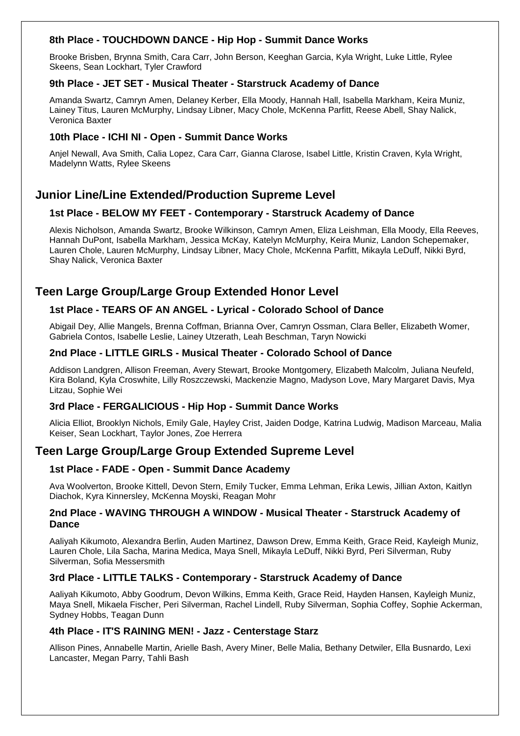### 8th Place - TOUCHDOWN DANCE - Hip Hop - Summit Dance Works

Brooke Brisben, Brynna Smith, Cara Carr, John Berson, Keeghan Garcia, Kyla Wright, Luke Little, Rylee Skeens, Sean Lockhart, Tyler Crawford

### 9th Place - JET SET - Musical Theater - Starstruck Academy of Dance

Amanda Swartz, Camryn Amen, Delaney Kerber, Ella Moody, Hannah Hall, Isabella Markham, Keira Muniz, Lainey Titus, Lauren McMurphy, Lindsay Libner, Macy Chole, McKenna Parfitt, Reese Abell, Shay Nalick, Veronica Baxter

### 10th Place - ICHI NI - Open - Summit Dance Works

Anjel Newall, Ava Smith, Calia Lopez, Cara Carr, Gianna Clarose, Isabel Little, Kristin Craven, Kyla Wright, Madelynn Watts, Rylee Skeens

## Junior Line/Line Extended/Production Supreme Level

### 1st Place - BELOW MY FEET - Contemporary - Starstruck Academy of Dance

Alexis Nicholson, Amanda Swartz, Brooke Wilkinson, Camryn Amen, Eliza Leishman, Ella Moody, Ella Reeves, Hannah DuPont, Isabella Markham, Jessica McKay, Katelyn McMurphy, Keira Muniz, Landon Schepemaker, Lauren Chole, Lauren McMurphy, Lindsay Libner, Macy Chole, McKenna Parfitt, Mikayla LeDuff, Nikki Byrd, Shay Nalick, Veronica Baxter

## Teen Large Group/Large Group Extended Honor Level

### 1st Place - TEARS OF AN ANGEL - Lyrical - Colorado School of Dance

Abigail Dey, Allie Mangels, Brenna Coffman, Brianna Over, Camryn Ossman, Clara Beller, Elizabeth Womer, Gabriela Contos, Isabelle Leslie, Lainey Utzerath, Leah Beschman, Taryn Nowicki

### 2nd Place - LITTLE GIRLS - Musical Theater - Colorado School of Dance

Addison Landgren, Allison Freeman, Avery Stewart, Brooke Montgomery, Elizabeth Malcolm, Juliana Neufeld, Kira Boland, Kyla Croswhite, Lilly Roszczewski, Mackenzie Magno, Madyson Love, Mary Margaret Davis, Mya Litzau, Sophie Wei

### 3rd Place - FERGALICIOUS - Hip Hop - Summit Dance Works

Alicia Elliot, Brooklyn Nichols, Emily Gale, Hayley Crist, Jaiden Dodge, Katrina Ludwig, Madison Marceau, Malia Keiser, Sean Lockhart, Taylor Jones, Zoe Herrera

## Teen Large Group/Large Group Extended Supreme Level

### 1st Place - FADE - Open - Summit Dance Academy

Ava Woolverton, Brooke Kittell, Devon Stern, Emily Tucker, Emma Lehman, Erika Lewis, Jillian Axton, Kaitlyn Diachok, Kyra Kinnersley, McKenna Moyski, Reagan Mohr

### 2nd Place - WAVING THROUGH A WINDOW - Musical Theater - Starstruck Academy of Dance

Aaliyah Kikumoto, Alexandra Berlin, Auden Martinez, Dawson Drew, Emma Keith, Grace Reid, Kayleigh Muniz, Lauren Chole, Lila Sacha, Marina Medica, Maya Snell, Mikayla LeDuff, Nikki Byrd, Peri Silverman, Ruby Silverman, Sofia Messersmith

### 3rd Place - LITTLE TALKS - Contemporary - Starstruck Academy of Dance

Aaliyah Kikumoto, Abby Goodrum, Devon Wilkins, Emma Keith, Grace Reid, Hayden Hansen, Kayleigh Muniz, Maya Snell, Mikaela Fischer, Peri Silverman, Rachel Lindell, Ruby Silverman, Sophia Coffey, Sophie Ackerman, Sydney Hobbs, Teagan Dunn

### 4th Place - IT'S RAINING MEN! - Jazz - Centerstage Starz

Allison Pines, Annabelle Martin, Arielle Bash, Avery Miner, Belle Malia, Bethany Detwiler, Ella Busnardo, Lexi Lancaster, Megan Parry, Tahli Bash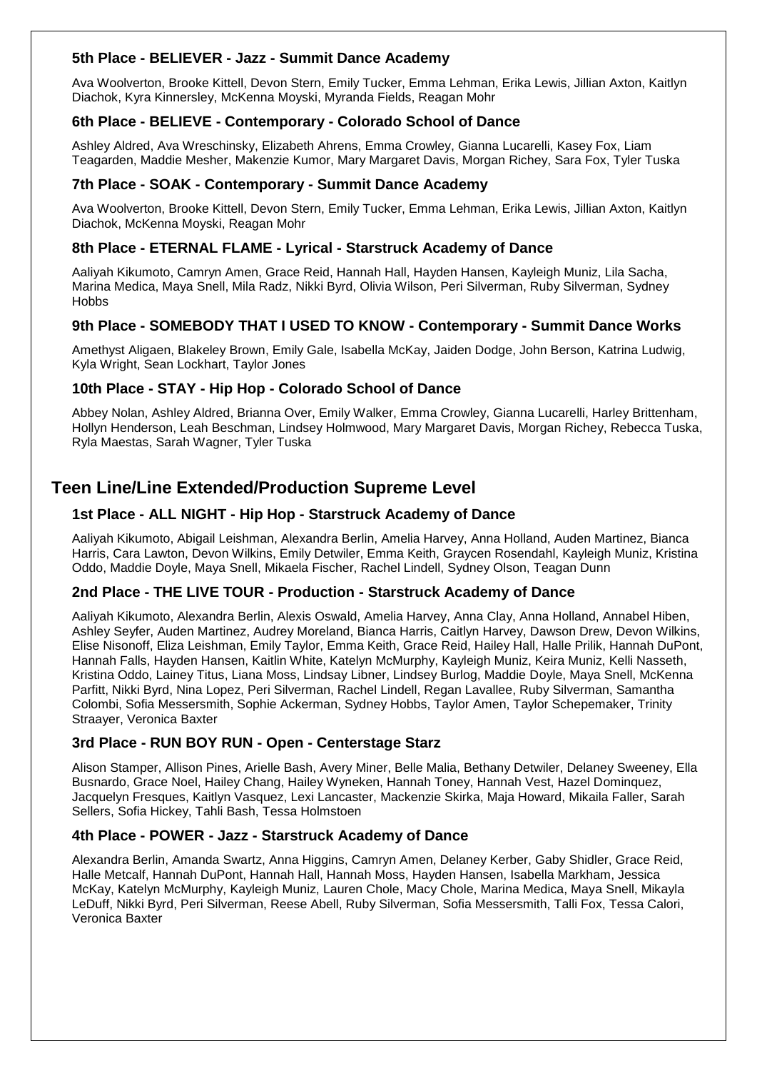### 5th Place - BELIEVER - Jazz - Summit Dance Academy

Ava Woolverton, Brooke Kittell, Devon Stern, Emily Tucker, Emma Lehman, Erika Lewis, Jillian Axton, Kaitlyn Diachok, Kyra Kinnersley, McKenna Moyski, Myranda Fields, Reagan Mohr

### 6th Place - BELIEVE - Contemporary - Colorado School of Dance

Ashley Aldred, Ava Wreschinsky, Elizabeth Ahrens, Emma Crowley, Gianna Lucarelli, Kasey Fox, Liam Teagarden, Maddie Mesher, Makenzie Kumor, Mary Margaret Davis, Morgan Richey, Sara Fox, Tyler Tuska

### 7th Place - SOAK - Contemporary - Summit Dance Academy

Ava Woolverton, Brooke Kittell, Devon Stern, Emily Tucker, Emma Lehman, Erika Lewis, Jillian Axton, Kaitlyn Diachok, McKenna Moyski, Reagan Mohr

### 8th Place - ETERNAL FLAME - Lyrical - Starstruck Academy of Dance

Aaliyah Kikumoto, Camryn Amen, Grace Reid, Hannah Hall, Hayden Hansen, Kayleigh Muniz, Lila Sacha, Marina Medica, Maya Snell, Mila Radz, Nikki Byrd, Olivia Wilson, Peri Silverman, Ruby Silverman, Sydney Hobbs

### 9th Place - SOMEBODY THAT I USED TO KNOW - Contemporary - Summit Dance Works

Amethyst Aligaen, Blakeley Brown, Emily Gale, Isabella McKay, Jaiden Dodge, John Berson, Katrina Ludwig, Kyla Wright, Sean Lockhart, Taylor Jones

### 10th Place - STAY - Hip Hop - Colorado School of Dance

Abbey Nolan, Ashley Aldred, Brianna Over, Emily Walker, Emma Crowley, Gianna Lucarelli, Harley Brittenham, Hollyn Henderson, Leah Beschman, Lindsey Holmwood, Mary Margaret Davis, Morgan Richey, Rebecca Tuska, Ryla Maestas, Sarah Wagner, Tyler Tuska

## Teen Line/Line Extended/Production Supreme Level

### 1st Place - ALL NIGHT - Hip Hop - Starstruck Academy of Dance

Aaliyah Kikumoto, Abigail Leishman, Alexandra Berlin, Amelia Harvey, Anna Holland, Auden Martinez, Bianca Harris, Cara Lawton, Devon Wilkins, Emily Detwiler, Emma Keith, Graycen Rosendahl, Kayleigh Muniz, Kristina Oddo, Maddie Doyle, Maya Snell, Mikaela Fischer, Rachel Lindell, Sydney Olson, Teagan Dunn

### 2nd Place - THE LIVE TOUR - Production - Starstruck Academy of Dance

Aaliyah Kikumoto, Alexandra Berlin, Alexis Oswald, Amelia Harvey, Anna Clay, Anna Holland, Annabel Hiben, Ashley Seyfer, Auden Martinez, Audrey Moreland, Bianca Harris, Caitlyn Harvey, Dawson Drew, Devon Wilkins, Elise Nisonoff, Eliza Leishman, Emily Taylor, Emma Keith, Grace Reid, Hailey Hall, Halle Prilik, Hannah DuPont, Hannah Falls, Hayden Hansen, Kaitlin White, Katelyn McMurphy, Kayleigh Muniz, Keira Muniz, Kelli Nasseth, Kristina Oddo, Lainey Titus, Liana Moss, Lindsay Libner, Lindsey Burlog, Maddie Doyle, Maya Snell, McKenna Parfitt, Nikki Byrd, Nina Lopez, Peri Silverman, Rachel Lindell, Regan Lavallee, Ruby Silverman, Samantha Colombi, Sofia Messersmith, Sophie Ackerman, Sydney Hobbs, Taylor Amen, Taylor Schepemaker, Trinity Straayer, Veronica Baxter

### 3rd Place - RUN BOY RUN - Open - Centerstage Starz

Alison Stamper, Allison Pines, Arielle Bash, Avery Miner, Belle Malia, Bethany Detwiler, Delaney Sweeney, Ella Busnardo, Grace Noel, Hailey Chang, Hailey Wyneken, Hannah Toney, Hannah Vest, Hazel Dominquez, Jacquelyn Fresques, Kaitlyn Vasquez, Lexi Lancaster, Mackenzie Skirka, Maja Howard, Mikaila Faller, Sarah Sellers, Sofia Hickey, Tahli Bash, Tessa Holmstoen

### 4th Place - POWER - Jazz - Starstruck Academy of Dance

Alexandra Berlin, Amanda Swartz, Anna Higgins, Camryn Amen, Delaney Kerber, Gaby Shidler, Grace Reid, Halle Metcalf, Hannah DuPont, Hannah Hall, Hannah Moss, Hayden Hansen, Isabella Markham, Jessica McKay, Katelyn McMurphy, Kayleigh Muniz, Lauren Chole, Macy Chole, Marina Medica, Maya Snell, Mikayla LeDuff, Nikki Byrd, Peri Silverman, Reese Abell, Ruby Silverman, Sofia Messersmith, Talli Fox, Tessa Calori, Veronica Baxter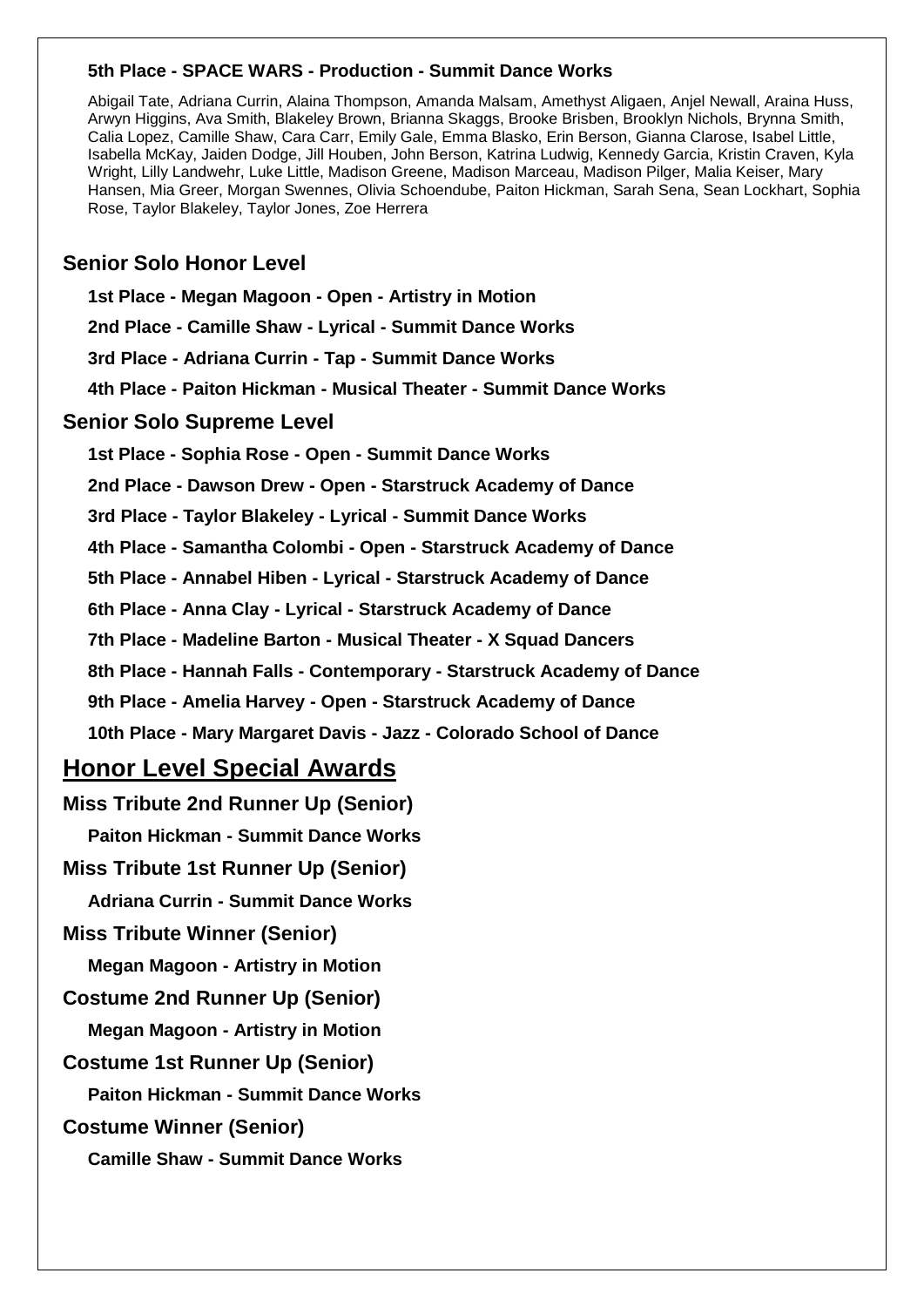**5th Place - SPACE WARS - Production - Summit Dance Works**

Abigail Tate, Adriana Currin, Alaina Thompson, Amanda Malsam, Amethyst Aligaen, Anjel Newall, Araina Huss, Arwyn Higgins, Ava Smith, Blakeley Brown, Brianna Skaggs, Brooke Brisben, Brooklyn Nichols, Brynna Smith, Calia Lopez, Camille Shaw, Cara Carr, Emily Gale, Emma Blasko, Erin Berson, Gianna Clarose, Isabel Little, Isabella McKay, Jaiden Dodge, Jill Houben, John Berson, Katrina Ludwig, Kennedy Garcia, Kristin Craven, Kyla Wright, Lilly Landwehr, Luke Little, Madison Greene, Madison Marceau, Madison Pilger, Malia Keiser, Mary Hansen, Mia Greer, Morgan Swennes, Olivia Schoendube, Paiton Hickman, Sarah Sena, Sean Lockhart, Sophia Rose, Taylor Blakeley, Taylor Jones, Zoe Herrera

### Senior Solo Honor Level

**1st Place - Megan Magoon - Open - Artistry in Motion**

**2nd Place - Camille Shaw - Lyrical - Summit Dance Works**

**3rd Place - Adriana Currin - Tap - Summit Dance Works**

**4th Place - Paiton Hickman - Musical Theater - Summit Dance Works**

### Senior Solo Supreme Level

**1st Place - Sophia Rose - Open - Summit Dance Works**

**2nd Place - Dawson Drew - Open - Starstruck Academy of Dance**

**3rd Place - Taylor Blakeley - Lyrical - Summit Dance Works**

**4th Place - Samantha Colombi - Open - Starstruck Academy of Dance**

**5th Place - Annabel Hiben - Lyrical - Starstruck Academy of Dance**

**6th Place - Anna Clay - Lyrical - Starstruck Academy of Dance**

**7th Place - Madeline Barton - Musical Theater - X Squad Dancers**

**8th Place - Hannah Falls - Contemporary - Starstruck Academy of Dance**

**9th Place - Amelia Harvey - Open - Starstruck Academy of Dance**

**10th Place - Mary Margaret Davis - Jazz - Colorado School of Dance**

## Honor Level Special Awards

### Miss Tribute 2nd Runner Up (Senior)

**Paiton Hickman - Summit Dance Works**

### Miss Tribute 1st Runner Up (Senior)

**Adriana Currin - Summit Dance Works**

### Miss Tribute Winner (Senior)

**Megan Magoon - Artistry in Motion**

### Costume 2nd Runner Up (Senior)

**Megan Magoon - Artistry in Motion**

### Costume 1st Runner Up (Senior)

**Paiton Hickman - Summit Dance Works**

### Costume Winner (Senior)

**Camille Shaw - Summit Dance Works**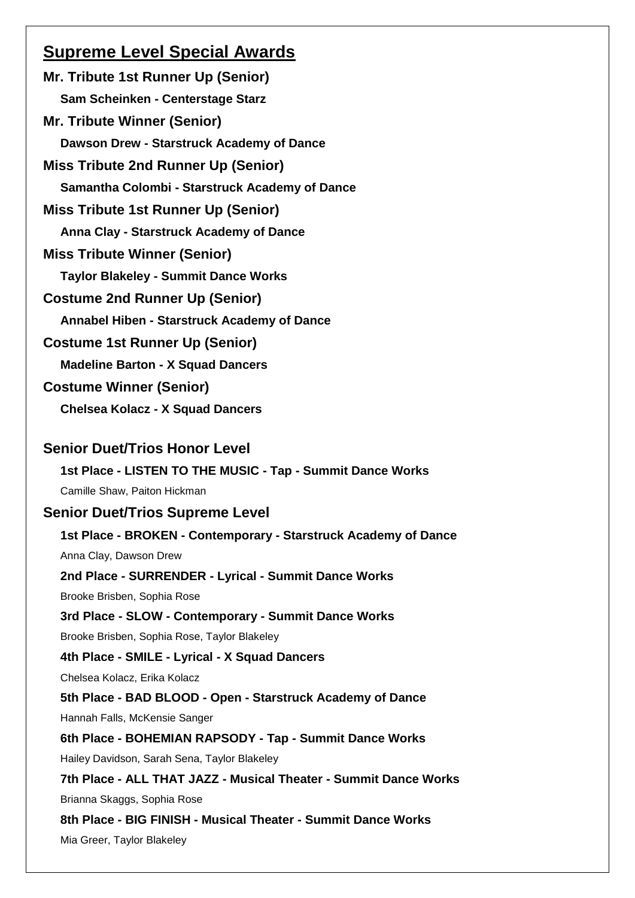## Supreme Level Special Awards

**Mr. Tribute 1st Runner Up (Senior)**

**Sam Scheinken - Centerstage Starz**

**Mr. Tribute Winner (Senior)**

**Dawson Drew - Starstruck Academy of Dance**

**Miss Tribute 2nd Runner Up (Senior)**

**Samantha Colombi - Starstruck Academy of Dance**

**Miss Tribute 1st Runner Up (Senior)**

**Anna Clay - Starstruck Academy of Dance**

**Miss Tribute Winner (Senior)**

**Taylor Blakeley - Summit Dance Works**

**Costume 2nd Runner Up (Senior)**

**Annabel Hiben - Starstruck Academy of Dance**

**Costume 1st Runner Up (Senior)**

**Madeline Barton - X Squad Dancers**

**Costume Winner (Senior)**

**Chelsea Kolacz - X Squad Dancers**

### Senior Duet/Trios Honor Level

**1st Place - LISTEN TO THE MUSIC - Tap - Summit Dance Works**

Camille Shaw, Paiton Hickman

### Senior Duet/Trios Supreme Level

**1st Place - BROKEN - Contemporary - Starstruck Academy of Dance**

Anna Clay, Dawson Drew

**2nd Place - SURRENDER - Lyrical - Summit Dance Works**

Brooke Brisben, Sophia Rose

**3rd Place - SLOW - Contemporary - Summit Dance Works**

Brooke Brisben, Sophia Rose, Taylor Blakeley

**4th Place - SMILE - Lyrical - X Squad Dancers**

Chelsea Kolacz, Erika Kolacz

**5th Place - BAD BLOOD - Open - Starstruck Academy of Dance**

Hannah Falls, McKensie Sanger

**6th Place - BOHEMIAN RAPSODY - Tap - Summit Dance Works**

Hailey Davidson, Sarah Sena, Taylor Blakeley

**7th Place - ALL THAT JAZZ - Musical Theater - Summit Dance Works**

Brianna Skaggs, Sophia Rose

**8th Place - BIG FINISH - Musical Theater - Summit Dance Works**

Mia Greer, Taylor Blakeley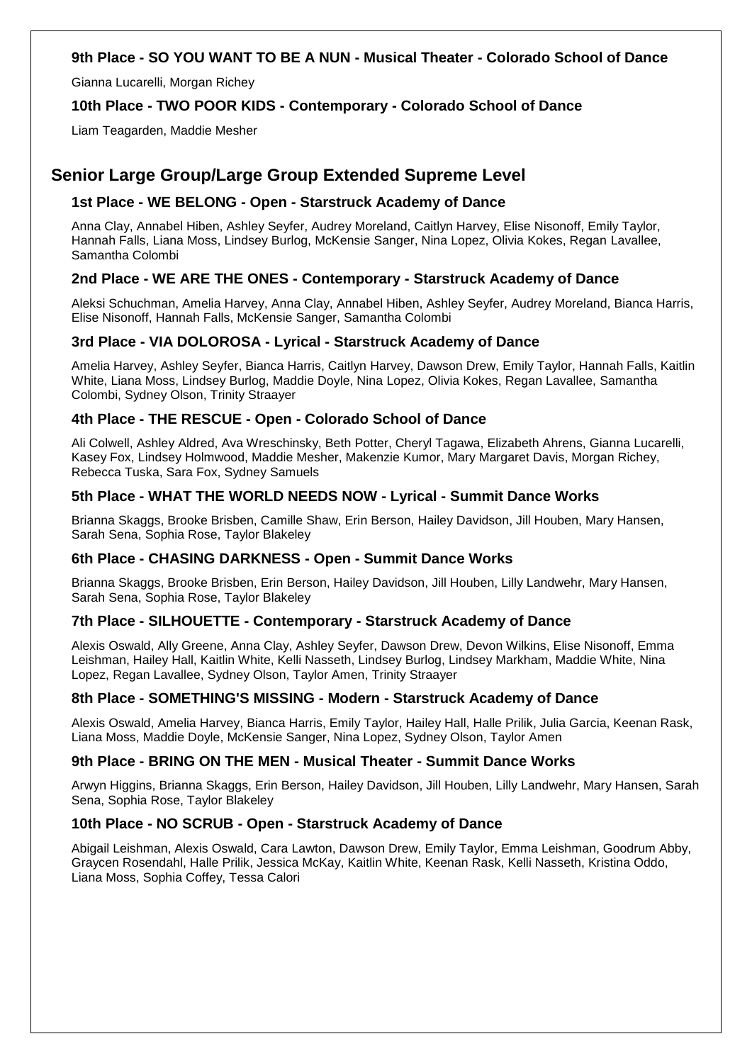### 9th Place - SO YOU WANT TO BE A NUN - Musical Theater - Colorado School of Dance

Gianna Lucarelli, Morgan Richey

### 10th Place - TWO POOR KIDS - Contemporary - Colorado School of Dance

Liam Teagarden, Maddie Mesher

## Senior Large Group/Large Group Extended Supreme Level

### 1st Place - WE BELONG - Open - Starstruck Academy of Dance

Anna Clay, Annabel Hiben, Ashley Seyfer, Audrey Moreland, Caitlyn Harvey, Elise Nisonoff, Emily Taylor, Hannah Falls, Liana Moss, Lindsey Burlog, McKensie Sanger, Nina Lopez, Olivia Kokes, Regan Lavallee, Samantha Colombi

### 2nd Place - WE ARE THE ONES - Contemporary - Starstruck Academy of Dance

Aleksi Schuchman, Amelia Harvey, Anna Clay, Annabel Hiben, Ashley Seyfer, Audrey Moreland, Bianca Harris, Elise Nisonoff, Hannah Falls, McKensie Sanger, Samantha Colombi

### 3rd Place - VIA DOLOROSA - Lyrical - Starstruck Academy of Dance

Amelia Harvey, Ashley Seyfer, Bianca Harris, Caitlyn Harvey, Dawson Drew, Emily Taylor, Hannah Falls, Kaitlin White, Liana Moss, Lindsey Burlog, Maddie Doyle, Nina Lopez, Olivia Kokes, Regan Lavallee, Samantha Colombi, Sydney Olson, Trinity Straayer

### 4th Place - THE RESCUE - Open - Colorado School of Dance

Ali Colwell, Ashley Aldred, Ava Wreschinsky, Beth Potter, Cheryl Tagawa, Elizabeth Ahrens, Gianna Lucarelli, Kasey Fox, Lindsey Holmwood, Maddie Mesher, Makenzie Kumor, Mary Margaret Davis, Morgan Richey, Rebecca Tuska, Sara Fox, Sydney Samuels

### 5th Place - WHAT THE WORLD NEEDS NOW - Lyrical - Summit Dance Works

Brianna Skaggs, Brooke Brisben, Camille Shaw, Erin Berson, Hailey Davidson, Jill Houben, Mary Hansen, Sarah Sena, Sophia Rose, Taylor Blakeley

### 6th Place - CHASING DARKNESS - Open - Summit Dance Works

Brianna Skaggs, Brooke Brisben, Erin Berson, Hailey Davidson, Jill Houben, Lilly Landwehr, Mary Hansen, Sarah Sena, Sophia Rose, Taylor Blakeley

### 7th Place - SILHOUETTE - Contemporary - Starstruck Academy of Dance

Alexis Oswald, Ally Greene, Anna Clay, Ashley Seyfer, Dawson Drew, Devon Wilkins, Elise Nisonoff, Emma Leishman, Hailey Hall, Kaitlin White, Kelli Nasseth, Lindsey Burlog, Lindsey Markham, Maddie White, Nina Lopez, Regan Lavallee, Sydney Olson, Taylor Amen, Trinity Straayer

### 8th Place - SOMETHING'S MISSING - Modern - Starstruck Academy of Dance

Alexis Oswald, Amelia Harvey, Bianca Harris, Emily Taylor, Hailey Hall, Halle Prilik, Julia Garcia, Keenan Rask, Liana Moss, Maddie Doyle, McKensie Sanger, Nina Lopez, Sydney Olson, Taylor Amen

### 9th Place - BRING ON THE MEN - Musical Theater - Summit Dance Works

Arwyn Higgins, Brianna Skaggs, Erin Berson, Hailey Davidson, Jill Houben, Lilly Landwehr, Mary Hansen, Sarah Sena, Sophia Rose, Taylor Blakeley

### 10th Place - NO SCRUB - Open - Starstruck Academy of Dance

Abigail Leishman, Alexis Oswald, Cara Lawton, Dawson Drew, Emily Taylor, Emma Leishman, Goodrum Abby, Graycen Rosendahl, Halle Prilik, Jessica McKay, Kaitlin White, Keenan Rask, Kelli Nasseth, Kristina Oddo, Liana Moss, Sophia Coffey, Tessa Calori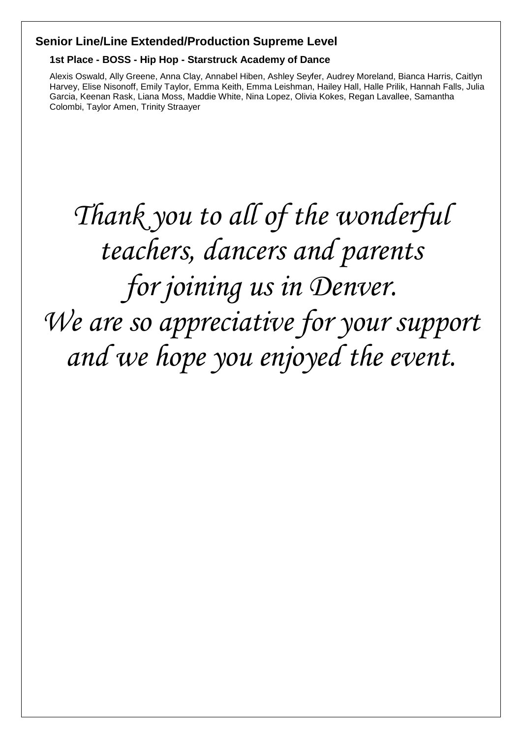## Senior Line/Line Extended/Production Supreme Level

### 1st Place - BOSS - Hip Hop - Starstruck Academy of Dance

Alexis Oswald, Ally Greene, Anna Clay, Annabel Hiben, Ashley Seyfer, Audrey Moreland, Bianca Harris, Caitlyn Harvey, Elise Nisonoff, Emily Taylor, Emma Keith, Emma Leishman, Hailey Hall, Halle Prilik, Hannah Falls, Julia Garcia, Keenan Rask, Liana Moss, Maddie White, Nina Lopez, Olivia Kokes, Regan Lavallee, Samantha Colombi, Taylor Amen, Trinity Straayer

*Thank you to all of the wonderful teachers, dancers and parents for joining us in Denver. We are so appreciative for your support and we hope you enjoyed the event.*